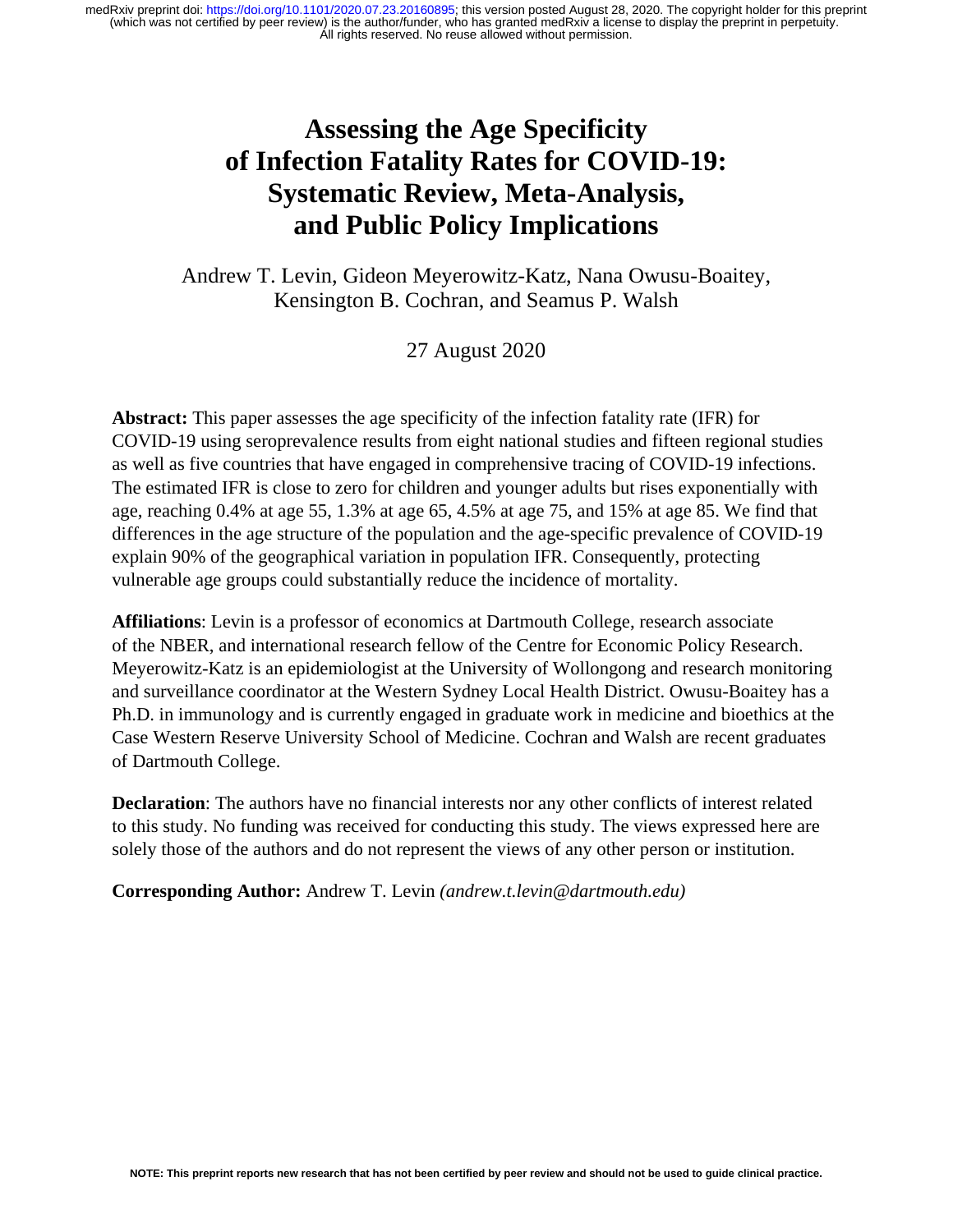# Assessing the Age Specificity of Infection Fatality Rates for COVID-19: Systematic Review, Meta-Analysis, and Public Policy Implications

Andrew T. Levin, Gideon Meyerowitz-Katz, Nana Owusu-Boaitey, Kensington B. Cochran, and Seamus P. Walsh

27 August 2020

**Abstract:** This paper assesses the age specificity of the infection fatality rate (IFR) for COVID-19 using seroprevalence results from eight national studies and fifteen regional studies as well as five countries that have engaged in comprehensive tracing of COVID-19 infections. The estimated IFR is close to zero for children and younger adults but rises exponentially with age, reaching 0.4% at age 55, 1.3% at age 65, 4.5% at age 75, and 15% at age 85. We find that differences in the age structure of the population and the age-specific prevalence of COVID-19 explain 90% of the geographical variation in population IFR. Consequently, protecting vulnerable age groups could substantially reduce the incidence of mortality.

**Affiliations**: Levin is a professor of economics at Dartmouth College, research associate of the NBER, and international research fellow of the Centre for Economic Policy Research. Meyerowitz-Katz is an epidemiologist at the University of Wollongong and research monitoring and surveillance coordinator at the Western Sydney Local Health District. Owusu-Boaitey has a Ph.D. in immunology and is currently engaged in graduate work in medicine and bioethics at the Case Western Reserve University School of Medicine. Cochran and Walsh are recent graduates of Dartmouth College.

**Declaration**: The authors have no financial interests nor any other conflicts of interest related to this study. No funding was received for conducting this study. The views expressed here are solely those of the authors and do not represent the views of any other person or institution.

**Corresponding Author:** Andrew T. Levin *(andrew.t.levin@dartmouth.edu)*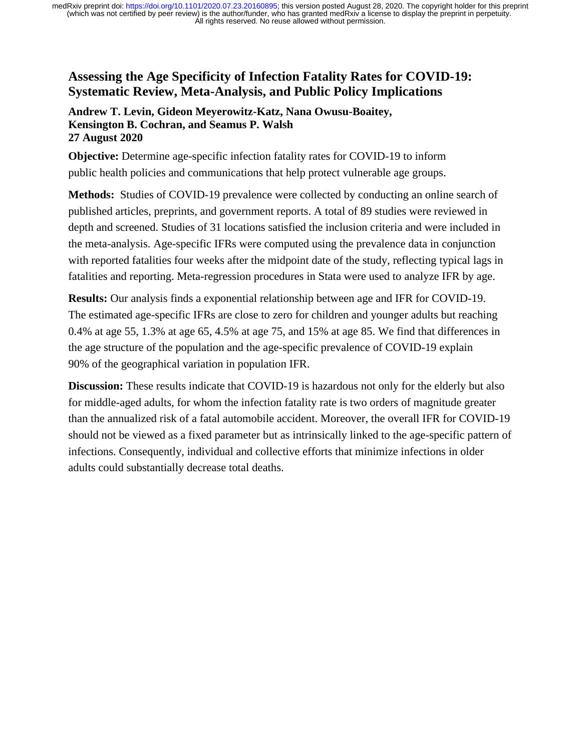# Assessing the Age Specificity of Infection Fatality Rates for COVID-19: Systematic Review, Meta-Analysis, and Public Policy Implications

**Andrew T. Levin, Gideon Meyerowitz-Katz, Nana Owusu-Boaitey, Kensington B. Cochran, and Seamus P. Walsh**
**27 August 2020**

**Objective:** Determine age-specific infection fatality rates for COVID-19 to inform public health policies and communications that help protect vulnerable age groups.

**Methods:** Studies of COVID-19 prevalence were collected by conducting an online search of published articles, preprints, and government reports. A total of 89 studies were reviewed in depth and screened. Studies of 31 locations satisfied the inclusion criteria and were included in the meta-analysis. Age-specific IFRs were computed using the prevalence data in conjunction with reported fatalities four weeks after the midpoint date of the study, reflecting typical lags in fatalities and reporting. Meta-regression procedures in Stata were used to analyze IFR by age.

**Results:** Our analysis finds a exponential relationship between age and IFR for COVID-19. The estimated age-specific IFRs are close to zero for children and younger adults but reaching 0.4% at age 55, 1.3% at age 65, 4.5% at age 75, and 15% at age 85. We find that differences in the age structure of the population and the age-specific prevalence of COVID-19 explain 90% of the geographical variation in population IFR.

**Discussion:** These results indicate that COVID-19 is hazardous not only for the elderly but also for middle-aged adults, for whom the infection fatality rate is two orders of magnitude greater than the annualized risk of a fatal automobile accident. Moreover, the overall IFR for COVID-19 should not be viewed as a fixed parameter but as intrinsically linked to the age-specific pattern of infections. Consequently, individual and collective efforts that minimize infections in older adults could substantially decrease total deaths.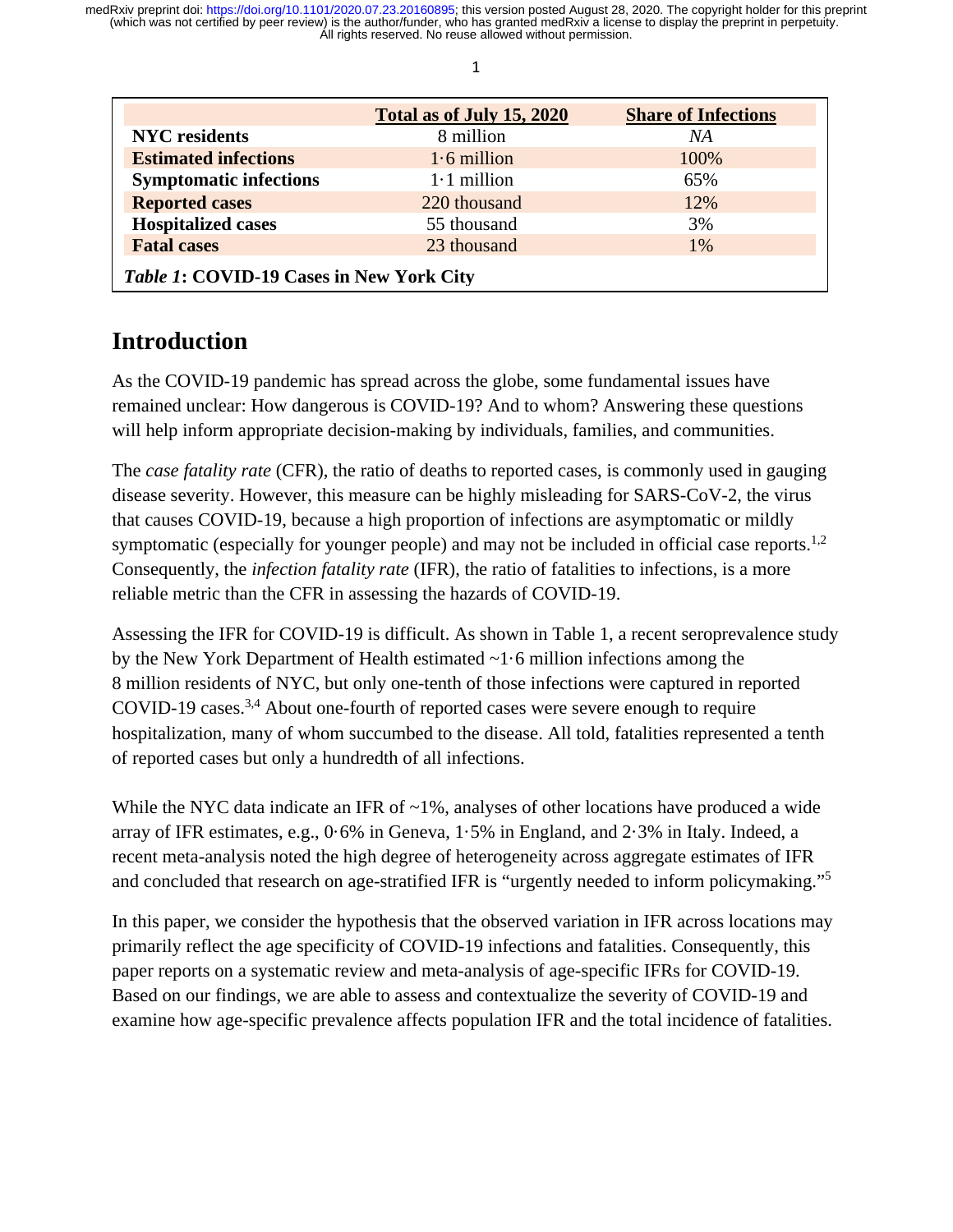| | Total as of July 15, 2020 | Share of Infections |
|---|---|---|
| **NYC residents** | 8 million | *NA* |
| **Estimated infections** | 1·6 million | 100% |
| **Symptomatic infections** | 1·1 million | 65% |
| **Reported cases** | 220 thousand | 12% |
| **Hospitalized cases** | 55 thousand | 3% |
| **Fatal cases** | 23 thousand | 1% |

***Table 1*: COVID-19 Cases in New York City**

## Introduction

As the COVID-19 pandemic has spread across the globe, some fundamental issues have remained unclear: How dangerous is COVID-19? And to whom? Answering these questions will help inform appropriate decision-making by individuals, families, and communities.

The *case fatality rate* (CFR), the ratio of deaths to reported cases, is commonly used in gauging disease severity. However, this measure can be highly misleading for SARS-CoV-2, the virus that causes COVID-19, because a high proportion of infections are asymptomatic or mildly symptomatic (especially for younger people) and may not be included in official case reports.[1,2] Consequently, the *infection fatality rate* (IFR), the ratio of fatalities to infections, is a more reliable metric than the CFR in assessing the hazards of COVID-19.

Assessing the IFR for COVID-19 is difficult. As shown in Table 1, a recent seroprevalence study by the New York Department of Health estimated ~1·6 million infections among the 8 million residents of NYC, but only one-tenth of those infections were captured in reported COVID-19 cases.[3,4] About one-fourth of reported cases were severe enough to require hospitalization, many of whom succumbed to the disease. All told, fatalities represented a tenth of reported cases but only a hundredth of all infections.

While the NYC data indicate an IFR of ~1%, analyses of other locations have produced a wide array of IFR estimates, e.g., 0·6% in Geneva, 1·5% in England, and 2·3% in Italy. Indeed, a recent meta-analysis noted the high degree of heterogeneity across aggregate estimates of IFR and concluded that research on age-stratified IFR is "urgently needed to inform policymaking."[5]

In this paper, we consider the hypothesis that the observed variation in IFR across locations may primarily reflect the age specificity of COVID-19 infections and fatalities. Consequently, this paper reports on a systematic review and meta-analysis of age-specific IFRs for COVID-19. Based on our findings, we are able to assess and contextualize the severity of COVID-19 and examine how age-specific prevalence affects population IFR and the total incidence of fatalities.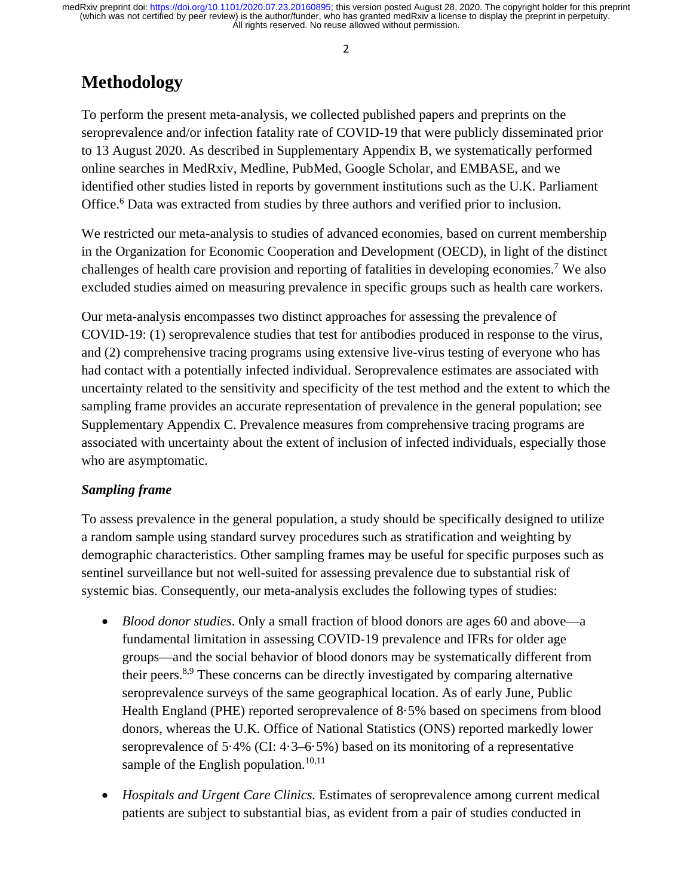# Methodology

To perform the present meta-analysis, we collected published papers and preprints on the seroprevalence and/or infection fatality rate of COVID-19 that were publicly disseminated prior to 13 August 2020. As described in Supplementary Appendix B, we systematically performed online searches in MedRxiv, Medline, PubMed, Google Scholar, and EMBASE, and we identified other studies listed in reports by government institutions such as the U.K. Parliament Office.[6] Data was extracted from studies by three authors and verified prior to inclusion.

We restricted our meta-analysis to studies of advanced economies, based on current membership in the Organization for Economic Cooperation and Development (OECD), in light of the distinct challenges of health care provision and reporting of fatalities in developing economies.[7] We also excluded studies aimed on measuring prevalence in specific groups such as health care workers.

Our meta-analysis encompasses two distinct approaches for assessing the prevalence of COVID-19: (1) seroprevalence studies that test for antibodies produced in response to the virus, and (2) comprehensive tracing programs using extensive live-virus testing of everyone who has had contact with a potentially infected individual. Seroprevalence estimates are associated with uncertainty related to the sensitivity and specificity of the test method and the extent to which the sampling frame provides an accurate representation of prevalence in the general population; see Supplementary Appendix C. Prevalence measures from comprehensive tracing programs are associated with uncertainty about the extent of inclusion of infected individuals, especially those who are asymptomatic.

### *Sampling frame*

To assess prevalence in the general population, a study should be specifically designed to utilize a random sample using standard survey procedures such as stratification and weighting by demographic characteristics. Other sampling frames may be useful for specific purposes such as sentinel surveillance but not well-suited for assessing prevalence due to substantial risk of systemic bias. Consequently, our meta-analysis excludes the following types of studies:

- *Blood donor studies*. Only a small fraction of blood donors are ages 60 and above—a fundamental limitation in assessing COVID-19 prevalence and IFRs for older age groups—and the social behavior of blood donors may be systematically different from their peers.[8,9] These concerns can be directly investigated by comparing alternative seroprevalence surveys of the same geographical location. As of early June, Public Health England (PHE) reported seroprevalence of 8·5% based on specimens from blood donors, whereas the U.K. Office of National Statistics (ONS) reported markedly lower seroprevalence of 5·4% (CI: 4·3–6·5%) based on its monitoring of a representative sample of the English population.[10,11]

- *Hospitals and Urgent Care Clinics.* Estimates of seroprevalence among current medical patients are subject to substantial bias, as evident from a pair of studies conducted in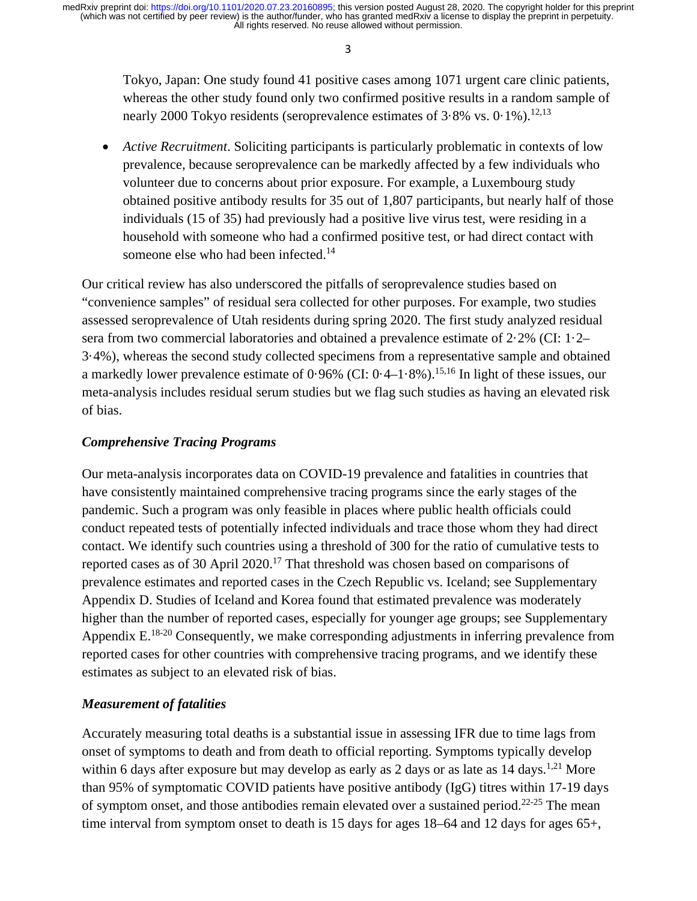Tokyo, Japan: One study found 41 positive cases among 1071 urgent care clinic patients, whereas the other study found only two confirmed positive results in a random sample of nearly 2000 Tokyo residents (seroprevalence estimates of 3·8% vs. 0·1%).[12,13]

- *Active Recruitment*. Soliciting participants is particularly problematic in contexts of low prevalence, because seroprevalence can be markedly affected by a few individuals who volunteer due to concerns about prior exposure. For example, a Luxembourg study obtained positive antibody results for 35 out of 1,807 participants, but nearly half of those individuals (15 of 35) had previously had a positive live virus test, were residing in a household with someone who had a confirmed positive test, or had direct contact with someone else who had been infected.[14]

Our critical review has also underscored the pitfalls of seroprevalence studies based on "convenience samples" of residual sera collected for other purposes. For example, two studies assessed seroprevalence of Utah residents during spring 2020. The first study analyzed residual sera from two commercial laboratories and obtained a prevalence estimate of 2·2% (CI: 1·2–3·4%), whereas the second study collected specimens from a representative sample and obtained a markedly lower prevalence estimate of 0·96% (CI: 0·4–1·8%).[15,16] In light of these issues, our meta-analysis includes residual serum studies but we flag such studies as having an elevated risk of bias.

### *Comprehensive Tracing Programs*

Our meta-analysis incorporates data on COVID-19 prevalence and fatalities in countries that have consistently maintained comprehensive tracing programs since the early stages of the pandemic. Such a program was only feasible in places where public health officials could conduct repeated tests of potentially infected individuals and trace those whom they had direct contact. We identify such countries using a threshold of 300 for the ratio of cumulative tests to reported cases as of 30 April 2020.[17] That threshold was chosen based on comparisons of prevalence estimates and reported cases in the Czech Republic vs. Iceland; see Supplementary Appendix D. Studies of Iceland and Korea found that estimated prevalence was moderately higher than the number of reported cases, especially for younger age groups; see Supplementary Appendix E.[18-20] Consequently, we make corresponding adjustments in inferring prevalence from reported cases for other countries with comprehensive tracing programs, and we identify these estimates as subject to an elevated risk of bias.

### *Measurement of fatalities*

Accurately measuring total deaths is a substantial issue in assessing IFR due to time lags from onset of symptoms to death and from death to official reporting. Symptoms typically develop within 6 days after exposure but may develop as early as 2 days or as late as 14 days.[1,21] More than 95% of symptomatic COVID patients have positive antibody (IgG) titres within 17-19 days of symptom onset, and those antibodies remain elevated over a sustained period.[22-25] The mean time interval from symptom onset to death is 15 days for ages 18–64 and 12 days for ages 65+,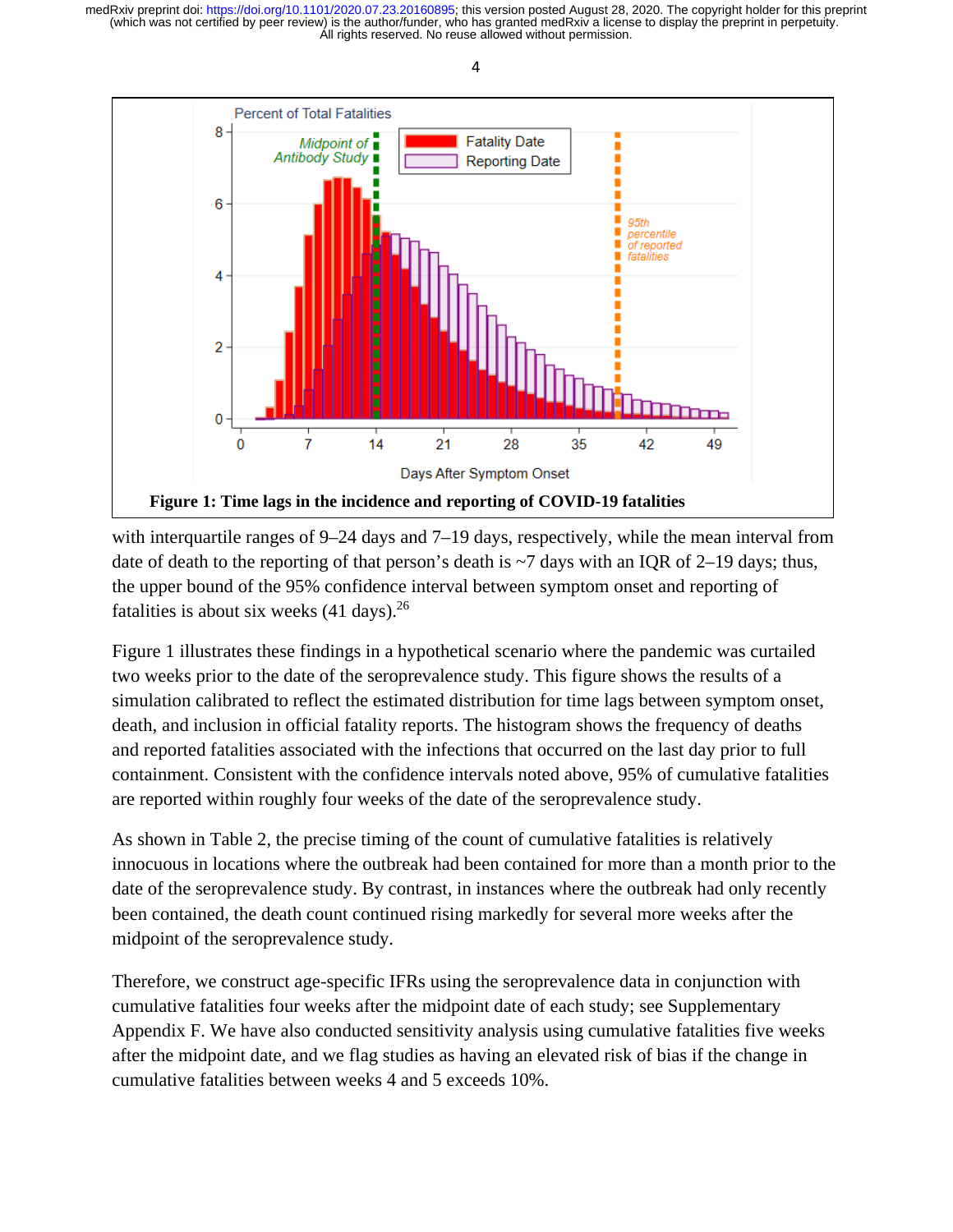**Figure 1: Time lags in the incidence and reporting of COVID-19 fatalities**

with interquartile ranges of 9–24 days and 7–19 days, respectively, while the mean interval from date of death to the reporting of that person's death is ~7 days with an IQR of 2–19 days; thus, the upper bound of the 95% confidence interval between symptom onset and reporting of fatalities is about six weeks (41 days).[26]

Figure 1 illustrates these findings in a hypothetical scenario where the pandemic was curtailed two weeks prior to the date of the seroprevalence study. This figure shows the results of a simulation calibrated to reflect the estimated distribution for time lags between symptom onset, death, and inclusion in official fatality reports. The histogram shows the frequency of deaths and reported fatalities associated with the infections that occurred on the last day prior to full containment. Consistent with the confidence intervals noted above, 95% of cumulative fatalities are reported within roughly four weeks of the date of the seroprevalence study.

As shown in Table 2, the precise timing of the count of cumulative fatalities is relatively innocuous in locations where the outbreak had been contained for more than a month prior to the date of the seroprevalence study. By contrast, in instances where the outbreak had only recently been contained, the death count continued rising markedly for several more weeks after the midpoint of the seroprevalence study.

Therefore, we construct age-specific IFRs using the seroprevalence data in conjunction with cumulative fatalities four weeks after the midpoint date of each study; see Supplementary Appendix F. We have also conducted sensitivity analysis using cumulative fatalities five weeks after the midpoint date, and we flag studies as having an elevated risk of bias if the change in cumulative fatalities between weeks 4 and 5 exceeds 10%.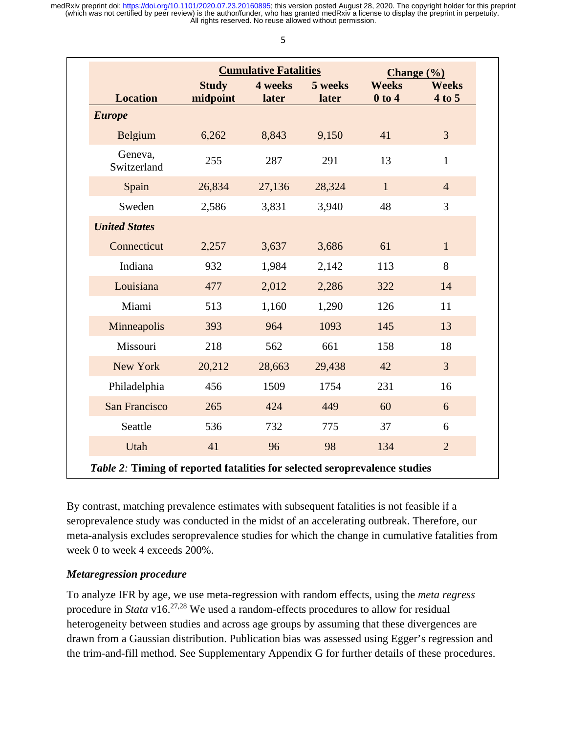| Location | Cumulative Fatalities | | | Change (%) | |
|---|---|---|---|---|---|
| | Study midpoint | 4 weeks later | 5 weeks later | Weeks 0 to 4 | Weeks 4 to 5 |
| ***Europe*** | | | | | |
| Belgium | 6,262 | 8,843 | 9,150 | 41 | 3 |
| Geneva, Switzerland | 255 | 287 | 291 | 13 | 1 |
| Spain | 26,834 | 27,136 | 28,324 | 1 | 4 |
| Sweden | 2,586 | 3,831 | 3,940 | 48 | 3 |
| ***United States*** | | | | | |
| Connecticut | 2,257 | 3,637 | 3,686 | 61 | 1 |
| Indiana | 932 | 1,984 | 2,142 | 113 | 8 |
| Louisiana | 477 | 2,012 | 2,286 | 322 | 14 |
| Miami | 513 | 1,160 | 1,290 | 126 | 11 |
| Minneapolis | 393 | 964 | 1093 | 145 | 13 |
| Missouri | 218 | 562 | 661 | 158 | 18 |
| New York | 20,212 | 28,663 | 29,438 | 42 | 3 |
| Philadelphia | 456 | 1509 | 1754 | 231 | 16 |
| San Francisco | 265 | 424 | 449 | 60 | 6 |
| Seattle | 536 | 732 | 775 | 37 | 6 |
| Utah | 41 | 96 | 98 | 134 | 2 |

***Table 2:*** **Timing of reported fatalities for selected seroprevalence studies**

By contrast, matching prevalence estimates with subsequent fatalities is not feasible if a seroprevalence study was conducted in the midst of an accelerating outbreak. Therefore, our meta-analysis excludes seroprevalence studies for which the change in cumulative fatalities from week 0 to week 4 exceeds 200%.

### *Metaregression procedure*

To analyze IFR by age, we use meta-regression with random effects, using the *meta regress* procedure in *Stata* v16.[27,28] We used a random-effects procedures to allow for residual heterogeneity between studies and across age groups by assuming that these divergences are drawn from a Gaussian distribution. Publication bias was assessed using Egger's regression and the trim-and-fill method. See Supplementary Appendix G for further details of these procedures.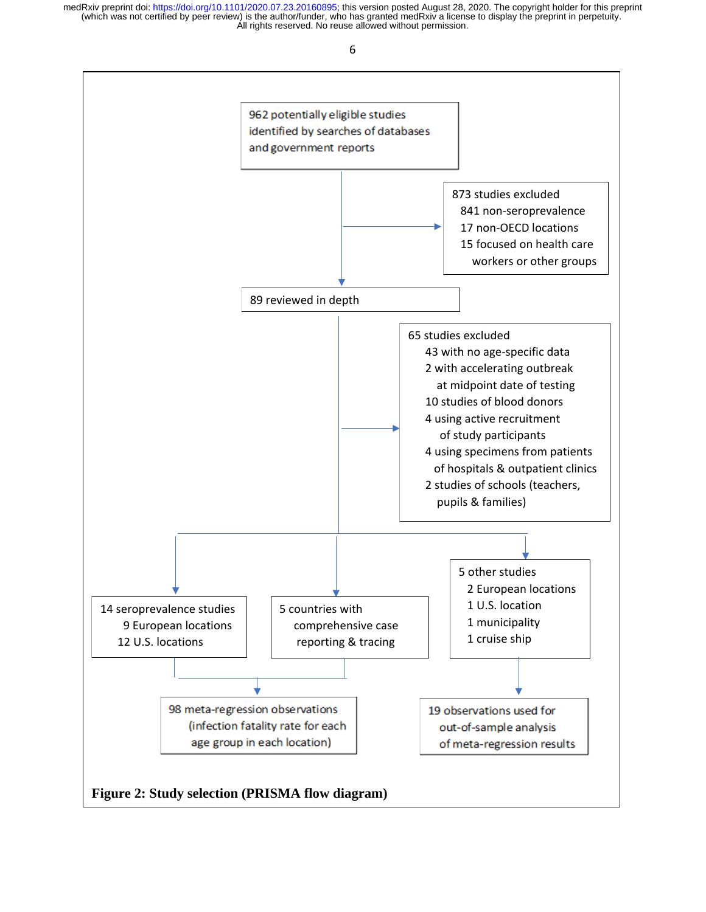962 potentially eligible studies identified by searches of databases and government reports

873 studies excluded
- 841 non-seroprevalence
- 17 non-OECD locations
- 15 focused on health care workers or other groups

89 reviewed in depth

65 studies excluded
- 43 with no age-specific data
- 2 with accelerating outbreak at midpoint date of testing
- 10 studies of blood donors
- 4 using active recruitment of study participants
- 4 using specimens from patients of hospitals & outpatient clinics
- 2 studies of schools (teachers, pupils & families)

14 seroprevalence studies
- 9 European locations
- 12 U.S. locations

5 countries with comprehensive case reporting & tracing

5 other studies
- 2 European locations
- 1 U.S. location
- 1 municipality
- 1 cruise ship

98 meta-regression observations (infection fatality rate for each age group in each location)

19 observations used for out-of-sample analysis of meta-regression results

**Figure 2: Study selection (PRISMA flow diagram)**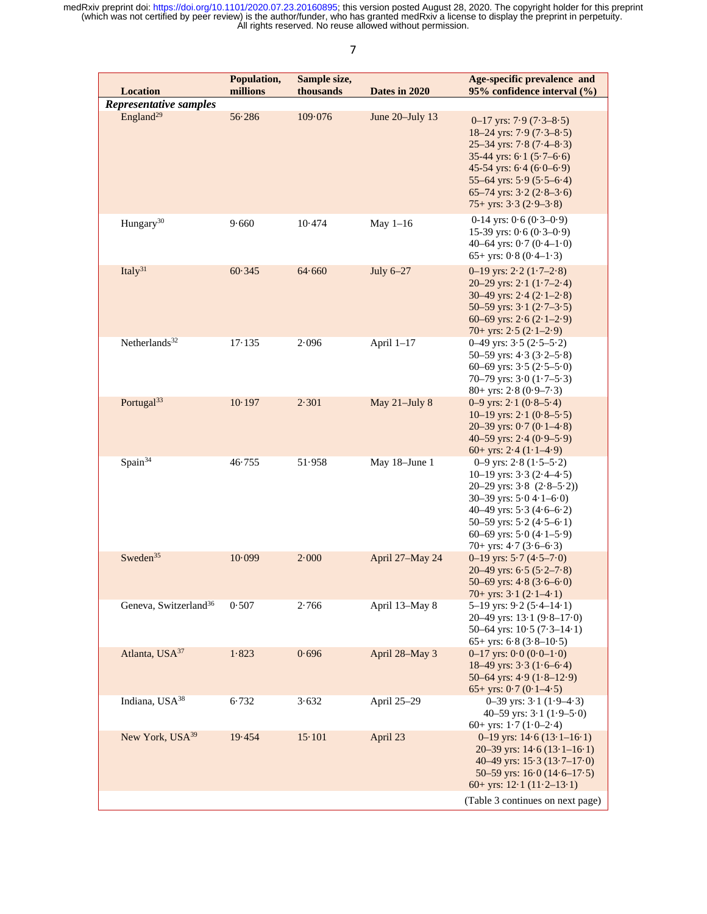| Location | Population, millions | Sample size, thousands | Dates in 2020 | Age-specific prevalence and 95% confidence interval (%) |
|---|---|---|---|---|
| ***Representative samples*** | | | | |
| England[29] | 56·286 | 109·076 | June 20–July 13 | 0–17 yrs: 7·9 (7·3–8·5)<br>18–24 yrs: 7·9 (7·3–8·5)<br>25–34 yrs: 7·8 (7·4–8·3)<br>35-44 yrs: 6·1 (5·7–6·6)<br>45-54 yrs: 6·4 (6·0–6·9)<br>55–64 yrs: 5·9 (5·5–6·4)<br>65–74 yrs: 3·2 (2·8–3·6)<br>75+ yrs: 3·3 (2·9–3·8) |
| Hungary[30] | 9·660 | 10·474 | May 1–16 | 0-14 yrs: 0·6 (0·3–0·9)<br>15-39 yrs: 0·6 (0·3–0·9)<br>40–64 yrs: 0·7 (0·4–1·0)<br>65+ yrs: 0·8 (0·4–1·3) |
| Italy[31] | 60·345 | 64·660 | July 6–27 | 0–19 yrs: 2·2 (1·7–2·8)<br>20–29 yrs: 2·1 (1·7–2·4)<br>30–49 yrs: 2·4 (2·1–2·8)<br>50–59 yrs: 3·1 (2·7–3·5)<br>60–69 yrs: 2·6 (2·1–2·9)<br>70+ yrs: 2·5 (2·1–2·9) |
| Netherlands[32] | 17·135 | 2·096 | April 1–17 | 0–49 yrs: 3·5 (2·5–5·2)<br>50–59 yrs: 4·3 (3·2–5·8)<br>60–69 yrs: 3·5 (2·5–5·0)<br>70–79 yrs: 3·0 (1·7–5·3)<br>80+ yrs: 2·8 (0·9–7·3) |
| Portugal[33] | 10·197 | 2·301 | May 21–July 8 | 0–9 yrs: 2·1 (0·8–5·4)<br>10–19 yrs: 2·1 (0·8–5·5)<br>20–39 yrs: 0·7 (0·1–4·8)<br>40–59 yrs: 2·4 (0·9–5·9)<br>60+ yrs: 2·4 (1·1–4·9) |
| Spain[34] | 46·755 | 51·958 | May 18–June 1 | 0–9 yrs: 2·8 (1·5–5·2)<br>10–19 yrs: 3·3 (2·4–4·5)<br>20–29 yrs: 3·8 (2·8–5·2))<br>30–39 yrs: 5·0 4·1–6·0)<br>40–49 yrs: 5·3 (4·6–6·2)<br>50–59 yrs: 5·2 (4·5–6·1)<br>60–69 yrs: 5·0 (4·1–5·9)<br>70+ yrs: 4·7 (3·6–6·3) |
| Sweden[35] | 10·099 | 2·000 | April 27–May 24 | 0–19 yrs: 5·7 (4·5–7·0)<br>20–49 yrs: 6·5 (5·2–7·8)<br>50–69 yrs: 4·8 (3·6–6·0)<br>70+ yrs: 3·1 (2·1–4·1) |
| Geneva, Switzerland[36] | 0·507 | 2·766 | April 13–May 8 | 5–19 yrs: 9·2 (5·4–14·1)<br>20–49 yrs: 13·1 (9·8–17·0)<br>50–64 yrs: 10·5 (7·3–14·1)<br>65+ yrs: 6·8 (3·8–10·5) |
| Atlanta, USA[37] | 1·823 | 0·696 | April 28–May 3 | 0–17 yrs: 0·0 (0·0–1·0)<br>18–49 yrs: 3·3 (1·6–6·4)<br>50–64 yrs: 4·9 (1·8–12·9)<br>65+ yrs: 0·7 (0·1–4·5) |
| Indiana, USA[38] | 6·732 | 3·632 | April 25–29 | 0–39 yrs: 3·1 (1·9–4·3)<br>40–59 yrs: 3·1 (1·9–5·0)<br>60+ yrs: 1·7 (1·0–2·4) |
| New York, USA[39] | 19·454 | 15·101 | April 23 | 0–19 yrs: 14·6 (13·1–16·1)<br>20–39 yrs: 14·6 (13·1–16·1)<br>40–49 yrs: 15·3 (13·7–17·0)<br>50–59 yrs: 16·0 (14·6–17·5)<br>60+ yrs: 12·1 (11·2–13·1) |

(Table 3 continues on next page)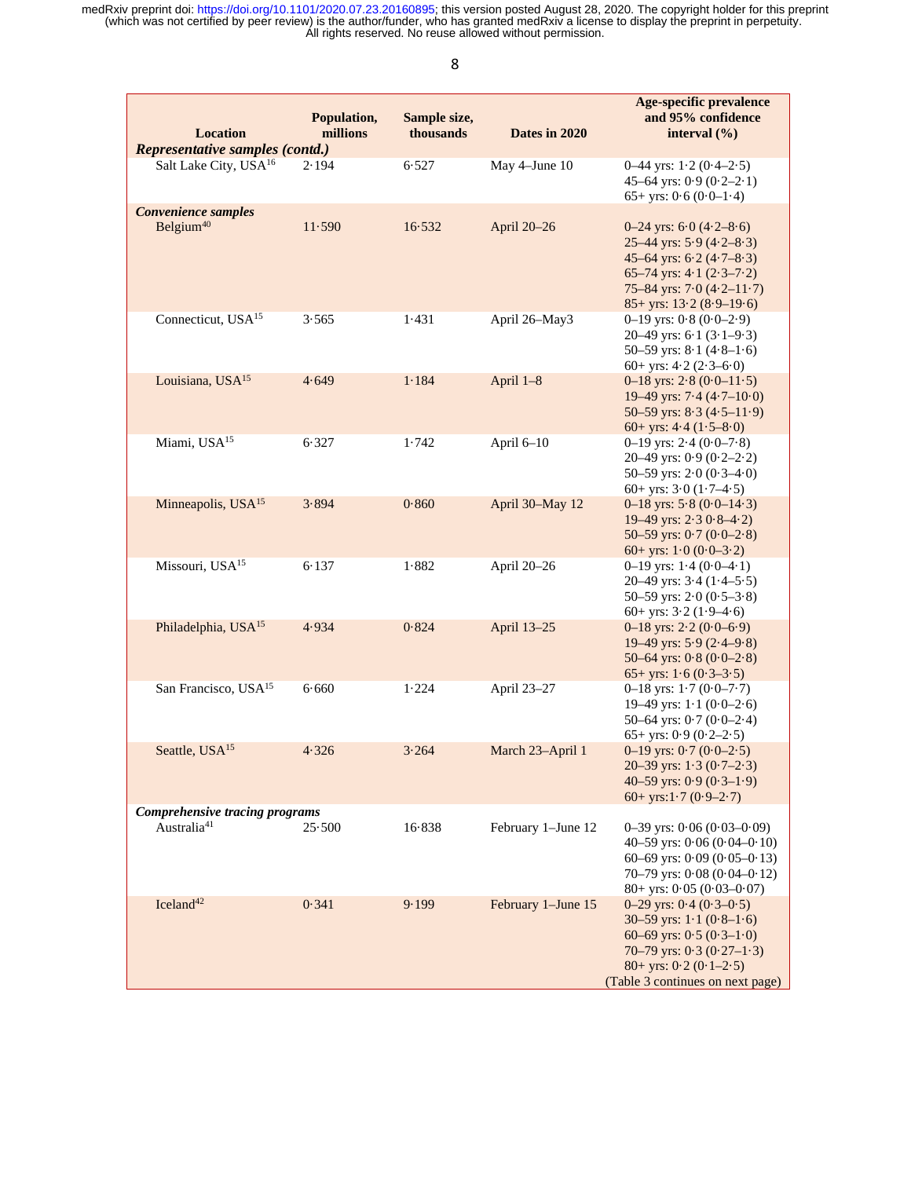| Location | Population, millions | Sample size, thousands | Dates in 2020 | Age-specific prevalence and 95% confidence interval (%) |
|---|---|---|---|---|
| ***Representative samples (contd.)*** | | | | |
| Salt Lake City, USA[16] | 2·194 | 6·527 | May 4–June 10 | 0–44 yrs: 1·2 (0·4–2·5)<br>45–64 yrs: 0·9 (0·2–2·1)<br>65+ yrs: 0·6 (0·0–1·4) |
| ***Convenience samples*** | | | | |
| Belgium[40] | 11·590 | 16·532 | April 20–26 | 0–24 yrs: 6·0 (4·2–8·6)<br>25–44 yrs: 5·9 (4·2–8·3)<br>45–64 yrs: 6·2 (4·7–8·3)<br>65–74 yrs: 4·1 (2·3–7·2)<br>75–84 yrs: 7·0 (4·2–11·7)<br>85+ yrs: 13·2 (8·9–19·6) |
| Connecticut, USA[15] | 3·565 | 1·431 | April 26–May3 | 0–19 yrs: 0·8 (0·0–2·9)<br>20–49 yrs: 6·1 (3·1–9·3)<br>50–59 yrs: 8·1 (4·8–1·6)<br>60+ yrs: 4·2 (2·3–6·0) |
| Louisiana, USA[15] | 4·649 | 1·184 | April 1–8 | 0–18 yrs: 2·8 (0·0–11·5)<br>19–49 yrs: 7·4 (4·7–10·0)<br>50–59 yrs: 8·3 (4·5–11·9)<br>60+ yrs: 4·4 (1·5–8·0) |
| Miami, USA[15] | 6·327 | 1·742 | April 6–10 | 0–19 yrs: 2·4 (0·0–7·8)<br>20–49 yrs: 0·9 (0·2–2·2)<br>50–59 yrs: 2·0 (0·3–4·0)<br>60+ yrs: 3·0 (1·7–4·5) |
| Minneapolis, USA[15] | 3·894 | 0·860 | April 30–May 12 | 0–18 yrs: 5·8 (0·0–14·3)<br>19–49 yrs: 2·3 0·8–4·2)<br>50–59 yrs: 0·7 (0·0–2·8)<br>60+ yrs: 1·0 (0·0–3·2) |
| Missouri, USA[15] | 6·137 | 1·882 | April 20–26 | 0–19 yrs: 1·4 (0·0–4·1)<br>20–49 yrs: 3·4 (1·4–5·5)<br>50–59 yrs: 2·0 (0·5–3·8)<br>60+ yrs: 3·2 (1·9–4·6) |
| Philadelphia, USA[15] | 4·934 | 0·824 | April 13–25 | 0–18 yrs: 2·2 (0·0–6·9)<br>19–49 yrs: 5·9 (2·4–9·8)<br>50–64 yrs: 0·8 (0·0–2·8)<br>65+ yrs: 1·6 (0·3–3·5) |
| San Francisco, USA[15] | 6·660 | 1·224 | April 23–27 | 0–18 yrs: 1·7 (0·0–7·7)<br>19–49 yrs: 1·1 (0·0–2·6)<br>50–64 yrs: 0·7 (0·0–2·4)<br>65+ yrs: 0·9 (0·2–2·5) |
| Seattle, USA[15] | 4·326 | 3·264 | March 23–April 1 | 0–19 yrs: 0·7 (0·0–2·5)<br>20–39 yrs: 1·3 (0·7–2·3)<br>40–59 yrs: 0·9 (0·3–1·9)<br>60+ yrs:1·7 (0·9–2·7) |
| ***Comprehensive tracing programs*** | | | | |
| Australia[41] | 25·500 | 16·838 | February 1–June 12 | 0–39 yrs: 0·06 (0·03–0·09)<br>40–59 yrs: 0·06 (0·04–0·10)<br>60–69 yrs: 0·09 (0·05–0·13)<br>70–79 yrs: 0·08 (0·04–0·12)<br>80+ yrs: 0·05 (0·03–0·07) |
| Iceland[42] | 0·341 | 9·199 | February 1–June 15 | 0–29 yrs: 0·4 (0·3–0·5)<br>30–59 yrs: 1·1 (0·8–1·6)<br>60–69 yrs: 0·5 (0·3–1·0)<br>70–79 yrs: 0·3 (0·27–1·3)<br>80+ yrs: 0·2 (0·1–2·5) |

(Table 3 continues on next page)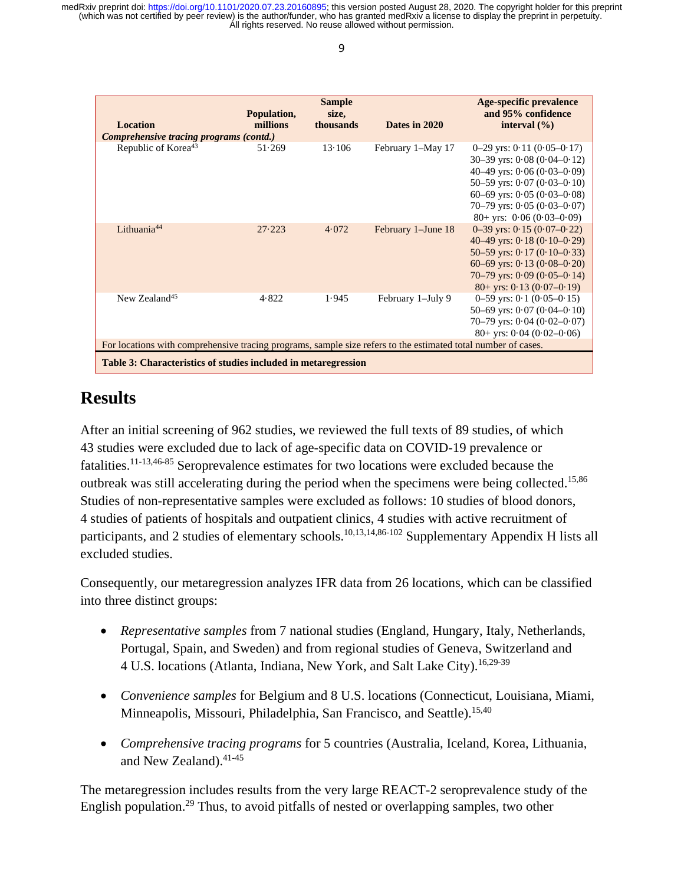| Location | Population, millions | Sample size, thousands | Dates in 2020 | Age-specific prevalence and 95% confidence interval (%) |
|---|---|---|---|---|
| *Comprehensive tracing programs (contd.)* | | | | |
| Republic of Korea[43] | 51·269 | 13·106 | February 1–May 17 | 0–29 yrs: 0·11 (0·05–0·17)<br>30–39 yrs: 0·08 (0·04–0·12)<br>40–49 yrs: 0·06 (0·03–0·09)<br>50–59 yrs: 0·07 (0·03–0·10)<br>60–69 yrs: 0·05 (0·03–0·08)<br>70–79 yrs: 0·05 (0·03–0·07)<br>80+ yrs: 0·06 (0·03–0·09) |
| Lithuania[44] | 27·223 | 4·072 | February 1–June 18 | 0–39 yrs: 0·15 (0·07–0·22)<br>40–49 yrs: 0·18 (0·10–0·29)<br>50–59 yrs: 0·17 (0·10–0·33)<br>60–69 yrs: 0·13 (0·08–0·20)<br>70–79 yrs: 0·09 (0·05–0·14)<br>80+ yrs: 0·13 (0·07–0·19) |
| New Zealand[45] | 4·822 | 1·945 | February 1–July 9 | 0–59 yrs: 0·1 (0·05–0·15)<br>50–69 yrs: 0·07 (0·04–0·10)<br>70–79 yrs: 0·04 (0·02–0·07)<br>80+ yrs: 0·04 (0·02–0·06) |

For locations with comprehensive tracing programs, sample size refers to the estimated total number of cases.

**Table 3: Characteristics of studies included in metaregression**

# Results

After an initial screening of 962 studies, we reviewed the full texts of 89 studies, of which 43 studies were excluded due to lack of age-specific data on COVID-19 prevalence or fatalities.[11-13,46-85] Seroprevalence estimates for two locations were excluded because the outbreak was still accelerating during the period when the specimens were being collected.[15,86] Studies of non-representative samples were excluded as follows: 10 studies of blood donors, 4 studies of patients of hospitals and outpatient clinics, 4 studies with active recruitment of participants, and 2 studies of elementary schools.[10,13,14,86-102] Supplementary Appendix H lists all excluded studies.

Consequently, our metaregression analyzes IFR data from 26 locations, which can be classified into three distinct groups:

- *Representative samples* from 7 national studies (England, Hungary, Italy, Netherlands, Portugal, Spain, and Sweden) and from regional studies of Geneva, Switzerland and 4 U.S. locations (Atlanta, Indiana, New York, and Salt Lake City).[16,29-39]
- *Convenience samples* for Belgium and 8 U.S. locations (Connecticut, Louisiana, Miami, Minneapolis, Missouri, Philadelphia, San Francisco, and Seattle).[15,40]
- *Comprehensive tracing programs* for 5 countries (Australia, Iceland, Korea, Lithuania, and New Zealand).[41-45]

The metaregression includes results from the very large REACT-2 seroprevalence study of the English population.[29] Thus, to avoid pitfalls of nested or overlapping samples, two other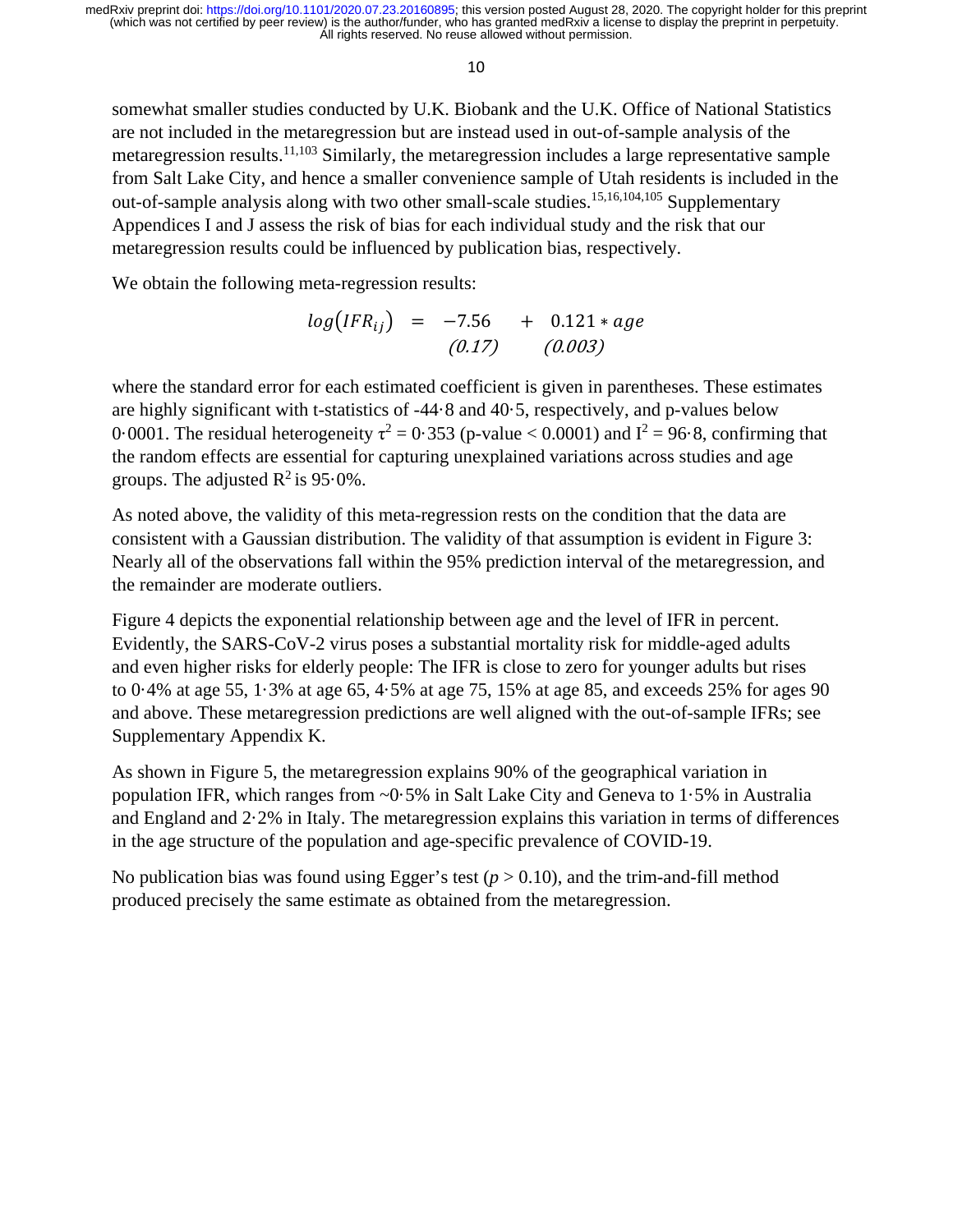somewhat smaller studies conducted by U.K. Biobank and the U.K. Office of National Statistics are not included in the metaregression but are instead used in out-of-sample analysis of the metaregression results.[11,103] Similarly, the metaregression includes a large representative sample from Salt Lake City, and hence a smaller convenience sample of Utah residents is included in the out-of-sample analysis along with two other small-scale studies.[15,16,104,105] Supplementary Appendices I and J assess the risk of bias for each individual study and the risk that our metaregression results could be influenced by publication bias, respectively.

We obtain the following meta-regression results:

$$
\log(IFR_{ij}) = \underset{(0.17)}{-7.56} + \underset{(0.003)}{0.121} * age
$$

where the standard error for each estimated coefficient is given in parentheses. These estimates are highly significant with t-statistics of -44·8 and 40·5, respectively, and p-values below 0·0001. The residual heterogeneity $\tau^2 = 0{\cdot}353$ (p-value < 0.0001) and $I^2 = 96{\cdot}8$, confirming that the random effects are essential for capturing unexplained variations across studies and age groups. The adjusted $R^2$ is 95·0%.

As noted above, the validity of this meta-regression rests on the condition that the data are consistent with a Gaussian distribution. The validity of that assumption is evident in Figure 3: Nearly all of the observations fall within the 95% prediction interval of the metaregression, and the remainder are moderate outliers.

Figure 4 depicts the exponential relationship between age and the level of IFR in percent. Evidently, the SARS-CoV-2 virus poses a substantial mortality risk for middle-aged adults and even higher risks for elderly people: The IFR is close to zero for younger adults but rises to 0·4% at age 55, 1·3% at age 65, 4·5% at age 75, 15% at age 85, and exceeds 25% for ages 90 and above. These metaregression predictions are well aligned with the out-of-sample IFRs; see Supplementary Appendix K.

As shown in Figure 5, the metaregression explains 90% of the geographical variation in population IFR, which ranges from ~0·5% in Salt Lake City and Geneva to 1·5% in Australia and England and 2·2% in Italy. The metaregression explains this variation in terms of differences in the age structure of the population and age-specific prevalence of COVID-19.

No publication bias was found using Egger's test ($p > 0.10$), and the trim-and-fill method produced precisely the same estimate as obtained from the metaregression.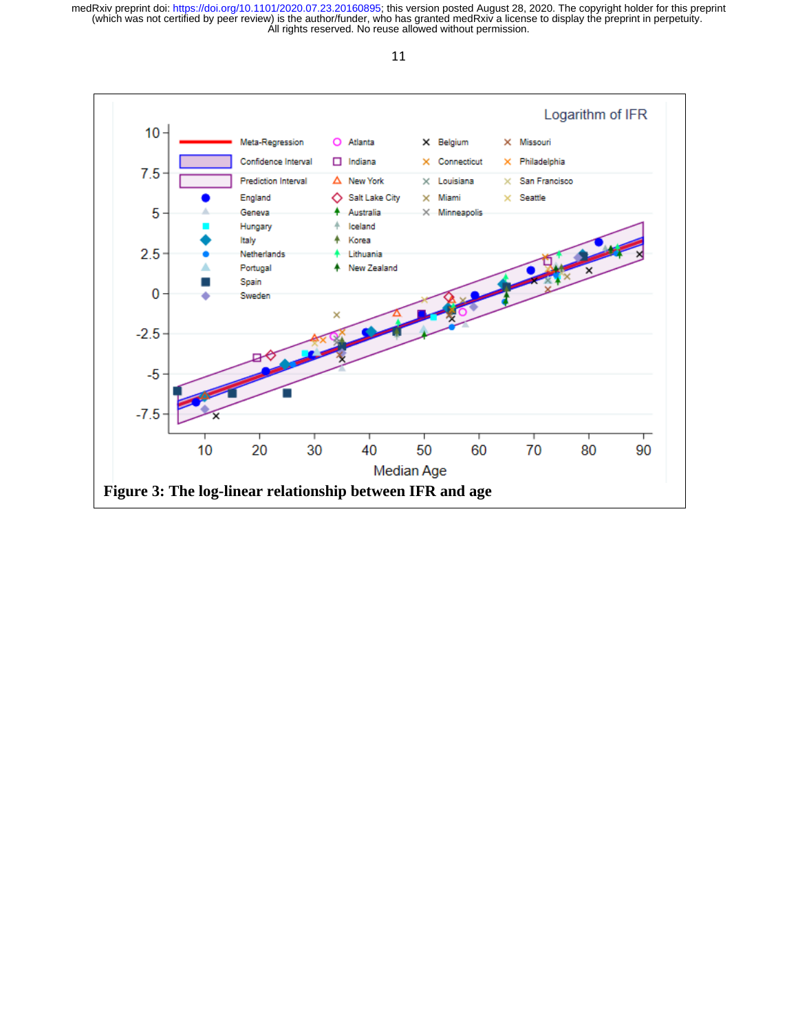**Figure 3: The log-linear relationship between IFR and age**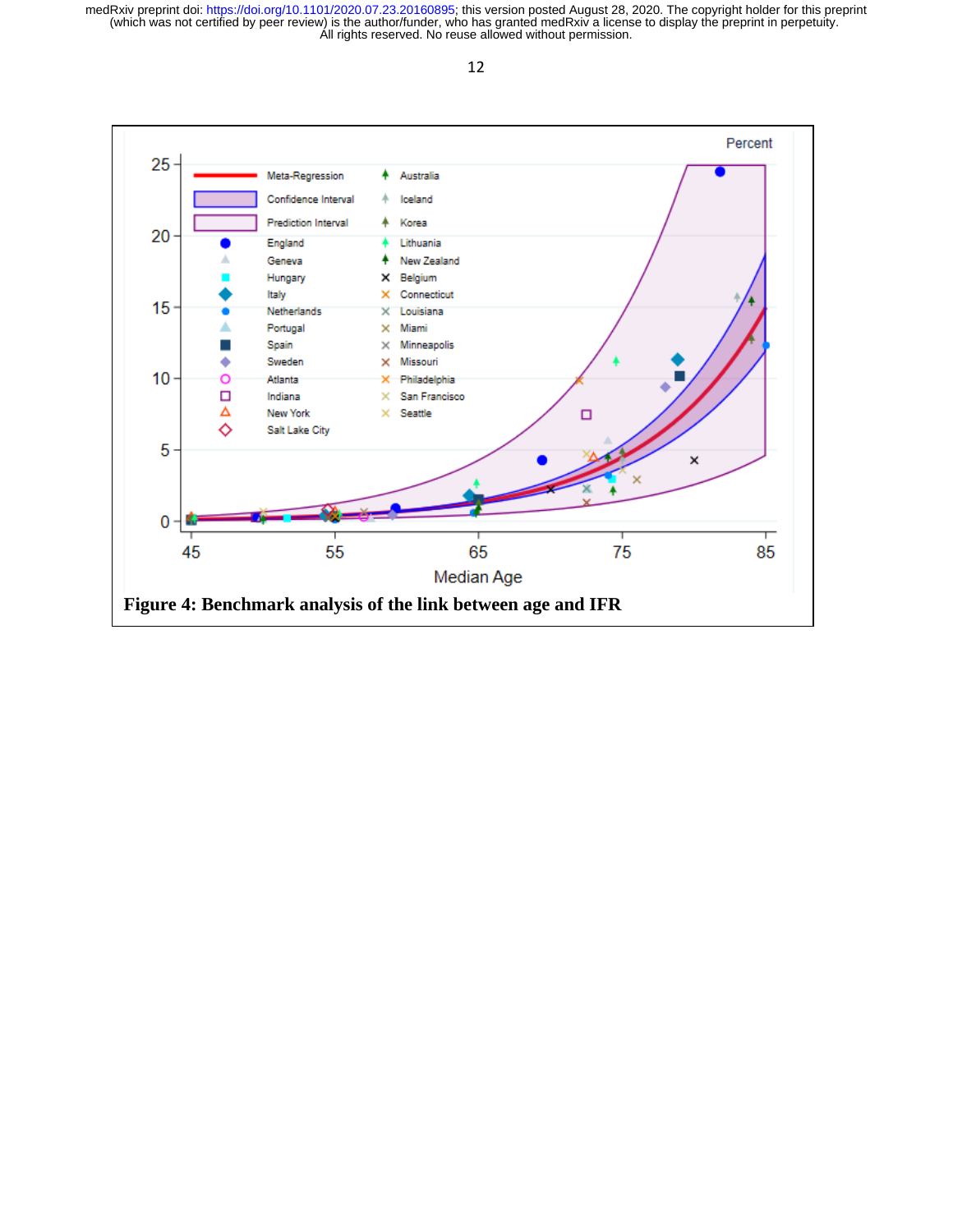Figure 4: Benchmark analysis of the link between age and IFR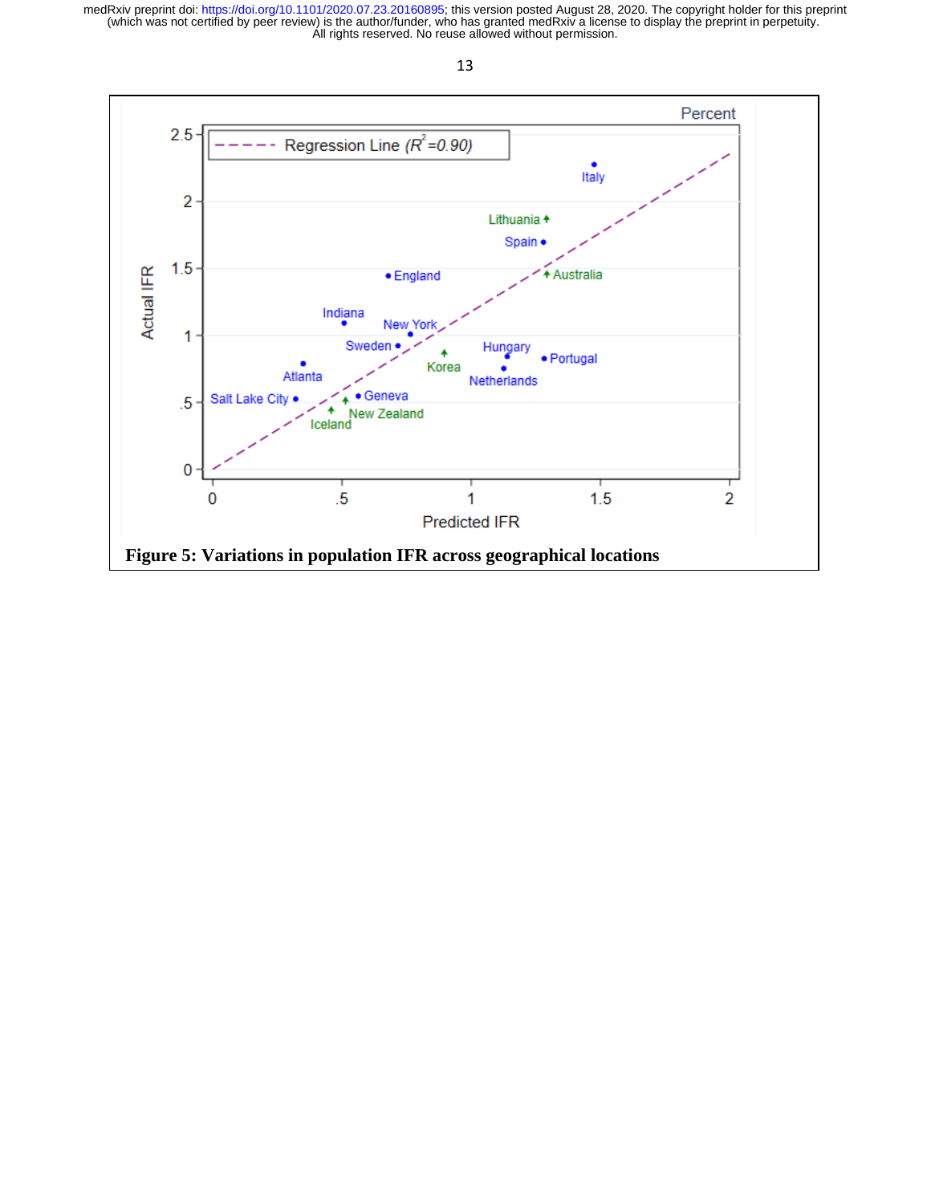**Figure 5: Variations in population IFR across geographical locations**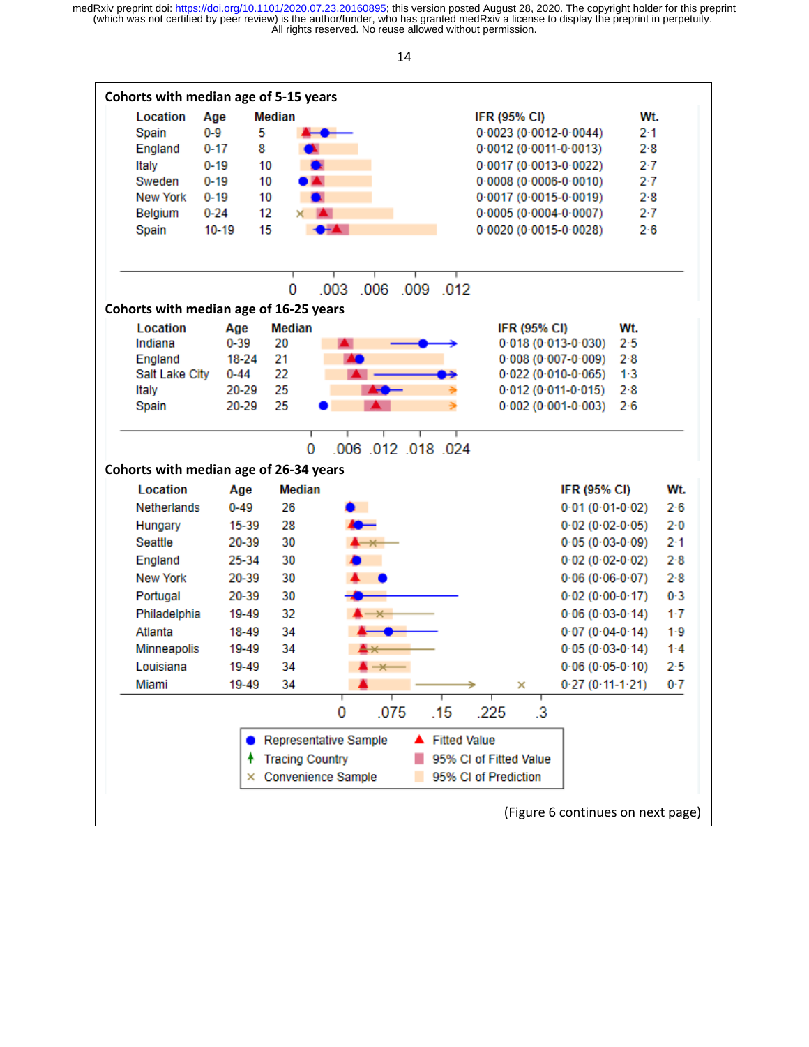**Cohorts with median age of 5-15 years**

| Location | Age | Median | IFR (95% CI) | Wt. |
|---|---|---|---|---|
| Spain | 0-9 | 5 | 0·0023 (0·0012-0·0044) | 2·1 |
| England | 0-17 | 8 | 0·0012 (0·0011-0·0013) | 2·8 |
| Italy | 0-19 | 10 | 0·0017 (0·0013-0·0022) | 2·7 |
| Sweden | 0-19 | 10 | 0·0008 (0·0006-0·0010) | 2·7 |
| New York | 0-19 | 10 | 0·0017 (0·0015-0·0019) | 2·8 |
| Belgium | 0-24 | 12 | 0·0005 (0·0004-0·0007) | 2·7 |
| Spain | 10-19 | 15 | 0·0020 (0·0015-0·0028) | 2·6 |

0 .003 .006 .009 .012

**Cohorts with median age of 16-25 years**

| Location | Age | Median | IFR (95% CI) | Wt. |
|---|---|---|---|---|
| Indiana | 0-39 | 20 | 0·018 (0·013-0·030) | 2·5 |
| England | 18-24 | 21 | 0·008 (0·007-0·009) | 2·8 |
| Salt Lake City | 0-44 | 22 | 0·022 (0·010-0·065) | 1·3 |
| Italy | 20-29 | 25 | 0·012 (0·011-0·015) | 2·8 |
| Spain | 20-29 | 25 | 0·002 (0·001-0·003) | 2·6 |

0 .006 .012 .018 .024

**Cohorts with median age of 26-34 years**

| Location | Age | Median | IFR (95% CI) | Wt. |
|---|---|---|---|---|
| Netherlands | 0-49 | 26 | 0·01 (0·01-0·02) | 2·6 |
| Hungary | 15-39 | 28 | 0·02 (0·02-0·05) | 2·0 |
| Seattle | 20-39 | 30 | 0·05 (0·03-0·09) | 2·1 |
| England | 25-34 | 30 | 0·02 (0·02-0·02) | 2·8 |
| New York | 20-39 | 30 | 0·06 (0·06-0·07) | 2·8 |
| Portugal | 20-39 | 30 | 0·02 (0·00-0·17) | 0·3 |
| Philadelphia | 19-49 | 32 | 0·06 (0·03-0·14) | 1·7 |
| Atlanta | 18-49 | 34 | 0·07 (0·04-0·14) | 1·9 |
| Minneapolis | 19-49 | 34 | 0·05 (0·03-0·14) | 1·4 |
| Louisiana | 19-49 | 34 | 0·06 (0·05-0·10) | 2·5 |
| Miami | 19-49 | 34 | 0·27 (0·11-1·21) | 0·7 |

0 .075 .15 .225 .3

Legend: ● Representative Sample; ▲ Fitted Value; Tracing Country; 95% CI of Fitted Value; × Convenience Sample; 95% CI of Prediction

(Figure 6 continues on next page)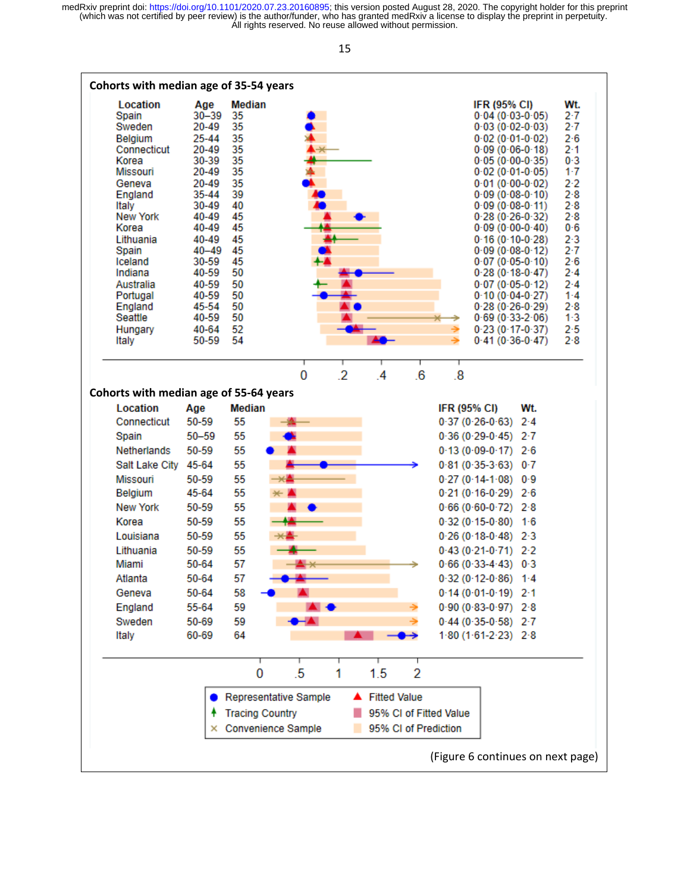### Cohorts with median age of 35-54 years

| Location | Age | Median | IFR (95% CI) | Wt. |
|---|---|---|---|---|
| Spain | 30–39 | 35 | 0·04 (0·03-0·05) | 2·7 |
| Sweden | 20-49 | 35 | 0·03 (0·02-0·03) | 2·7 |
| Belgium | 25-44 | 35 | 0·02 (0·01-0·02) | 2·6 |
| Connecticut | 20-49 | 35 | 0·09 (0·06-0·18) | 2·1 |
| Korea | 30-39 | 35 | 0·05 (0·00-0·35) | 0·3 |
| Missouri | 20-49 | 35 | 0·02 (0·01-0·05) | 1·7 |
| Geneva | 20-49 | 35 | 0·01 (0·00-0·02) | 2·2 |
| England | 35-44 | 39 | 0·09 (0·08-0·10) | 2·8 |
| Italy | 30-49 | 40 | 0·09 (0·08-0·11) | 2·8 |
| New York | 40-49 | 45 | 0·28 (0·26-0·32) | 2·8 |
| Korea | 40-49 | 45 | 0·09 (0·00-0·40) | 0·6 |
| Lithuania | 40-49 | 45 | 0·16 (0·10-0·28) | 2·3 |
| Spain | 40–49 | 45 | 0·09 (0·08-0·12) | 2·7 |
| Iceland | 30-59 | 45 | 0·07 (0·05-0·10) | 2·6 |
| Indiana | 40-59 | 50 | 0·28 (0·18-0·47) | 2·4 |
| Australia | 40-59 | 50 | 0·07 (0·05-0·12) | 2·4 |
| Portugal | 40-59 | 50 | 0·10 (0·04-0·27) | 1·4 |
| England | 45-54 | 50 | 0·28 (0·26-0·29) | 2·8 |
| Seattle | 40-59 | 50 | 0·69 (0·33-2·06) | 1·3 |
| Hungary | 40-64 | 52 | 0·23 (0·17-0·37) | 2·5 |
| Italy | 50-59 | 54 | 0·41 (0·36-0·47) | 2·8 |

### Cohorts with median age of 55-64 years

| Location | Age | Median | IFR (95% CI) | Wt. |
|---|---|---|---|---|
| Connecticut | 50-59 | 55 | 0·37 (0·26-0·63) | 2·4 |
| Spain | 50–59 | 55 | 0·36 (0·29-0·45) | 2·7 |
| Netherlands | 50-59 | 55 | 0·13 (0·09-0·17) | 2·6 |
| Salt Lake City | 45-64 | 55 | 0·81 (0·35-3·63) | 0·7 |
| Missouri | 50-59 | 55 | 0·27 (0·14-1·08) | 0·9 |
| Belgium | 45-64 | 55 | 0·21 (0·16-0·29) | 2·6 |
| New York | 50-59 | 55 | 0·66 (0·60-0·72) | 2·8 |
| Korea | 50-59 | 55 | 0·32 (0·15-0·80) | 1·6 |
| Louisiana | 50-59 | 55 | 0·26 (0·18-0·48) | 2·3 |
| Lithuania | 50-59 | 55 | 0·43 (0·21-0·71) | 2·2 |
| Miami | 50-64 | 57 | 0·66 (0·33-4·43) | 0·3 |
| Atlanta | 50-64 | 57 | 0·32 (0·12-0·86) | 1·4 |
| Geneva | 50-64 | 58 | 0·14 (0·01-0·19) | 2·1 |
| England | 55-64 | 59 | 0·90 (0·83-0·97) | 2·8 |
| Sweden | 50-69 | 59 | 0·44 (0·35-0·58) | 2·7 |
| Italy | 60-69 | 64 | 1·80 (1·61-2·23) | 2·8 |

Legend: Representative Sample; Tracing Country; Convenience Sample; Fitted Value; 95% CI of Fitted Value; 95% CI of Prediction

(Figure 6 continues on next page)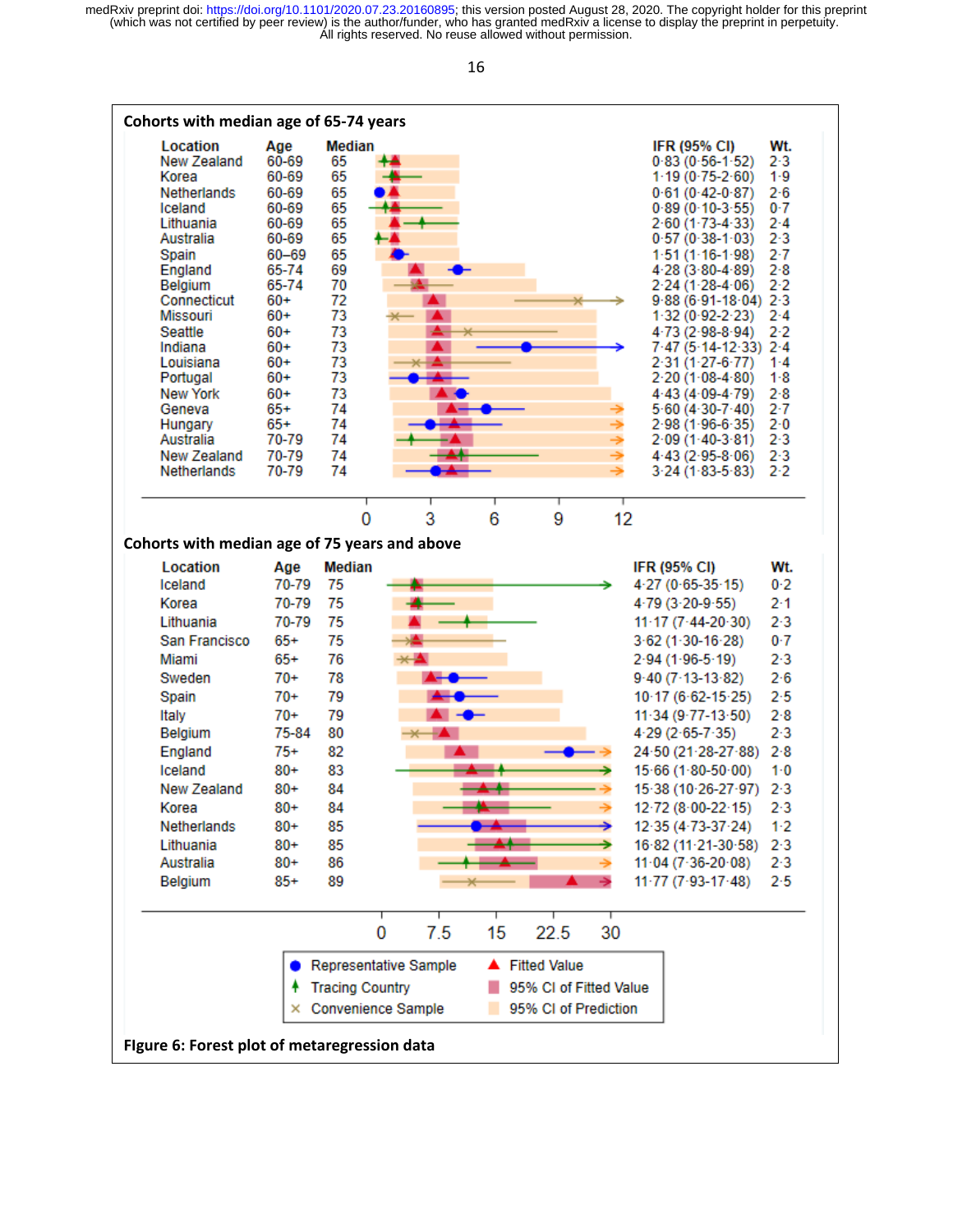**Cohorts with median age of 65-74 years**

| Location | Age | Median | IFR (95% CI) | Wt. |
|---|---|---|---|---|
| New Zealand | 60-69 | 65 | 0·83 (0·56-1·52) | 2·3 |
| Korea | 60-69 | 65 | 1·19 (0·75-2·60) | 1·9 |
| Netherlands | 60-69 | 65 | 0·61 (0·42-0·87) | 2·6 |
| Iceland | 60-69 | 65 | 0·89 (0·10-3·55) | 0·7 |
| Lithuania | 60-69 | 65 | 2·60 (1·73-4·33) | 2·4 |
| Australia | 60-69 | 65 | 0·57 (0·38-1·03) | 2·3 |
| Spain | 60–69 | 65 | 1·51 (1·16-1·98) | 2·7 |
| England | 65-74 | 69 | 4·28 (3·80-4·89) | 2·8 |
| Belgium | 65-74 | 70 | 2·24 (1·28-4·06) | 2·2 |
| Connecticut | 60+ | 72 | 9·88 (6·91-18·04) | 2·3 |
| Missouri | 60+ | 73 | 1·32 (0·92-2·23) | 2·4 |
| Seattle | 60+ | 73 | 4·73 (2·98-8·94) | 2·2 |
| Indiana | 60+ | 73 | 7·47 (5·14-12·33) | 2·4 |
| Louisiana | 60+ | 73 | 2·31 (1·27-6·77) | 1·4 |
| Portugal | 60+ | 73 | 2·20 (1·08-4·80) | 1·8 |
| New York | 60+ | 73 | 4·43 (4·09-4·79) | 2·8 |
| Geneva | 65+ | 74 | 5·60 (4·30-7·40) | 2·7 |
| Hungary | 65+ | 74 | 2·98 (1·96-6·35) | 2·0 |
| Australia | 70-79 | 74 | 2·09 (1·40-3·81) | 2·3 |
| New Zealand | 70-79 | 74 | 4·43 (2·95-8·06) | 2·3 |
| Netherlands | 70-79 | 74 | 3·24 (1·83-5·83) | 2·2 |

**Cohorts with median age of 75 years and above**

| Location | Age | Median | IFR (95% CI) | Wt. |
|---|---|---|---|---|
| Iceland | 70-79 | 75 | 4·27 (0·65-35·15) | 0·2 |
| Korea | 70-79 | 75 | 4·79 (3·20-9·55) | 2·1 |
| Lithuania | 70-79 | 75 | 11·17 (7·44-20·30) | 2·3 |
| San Francisco | 65+ | 75 | 3·62 (1·30-16·28) | 0·7 |
| Miami | 65+ | 76 | 2·94 (1·96-5·19) | 2·3 |
| Sweden | 70+ | 78 | 9·40 (7·13-13·82) | 2·6 |
| Spain | 70+ | 79 | 10·17 (6·62-15·25) | 2·5 |
| Italy | 70+ | 79 | 11·34 (9·77-13·50) | 2·8 |
| Belgium | 75-84 | 80 | 4·29 (2·65-7·35) | 2·3 |
| England | 75+ | 82 | 24·50 (21·28-27·88) | 2·8 |
| Iceland | 80+ | 83 | 15·66 (1·80-50·00) | 1·0 |
| New Zealand | 80+ | 84 | 15·38 (10·26-27·97) | 2·3 |
| Korea | 80+ | 84 | 12·72 (8·00-22·15) | 2·3 |
| Netherlands | 80+ | 85 | 12·35 (4·73-37·24) | 1·2 |
| Lithuania | 80+ | 85 | 16·82 (11·21-30·58) | 2·3 |
| Australia | 80+ | 86 | 11·04 (7·36-20·08) | 2·3 |
| Belgium | 85+ | 89 | 11·77 (7·93-17·48) | 2·5 |

Legend: Representative Sample; Tracing Country; Convenience Sample; Fitted Value; 95% CI of Fitted Value; 95% CI of Prediction

**Figure 6: Forest plot of metaregression data**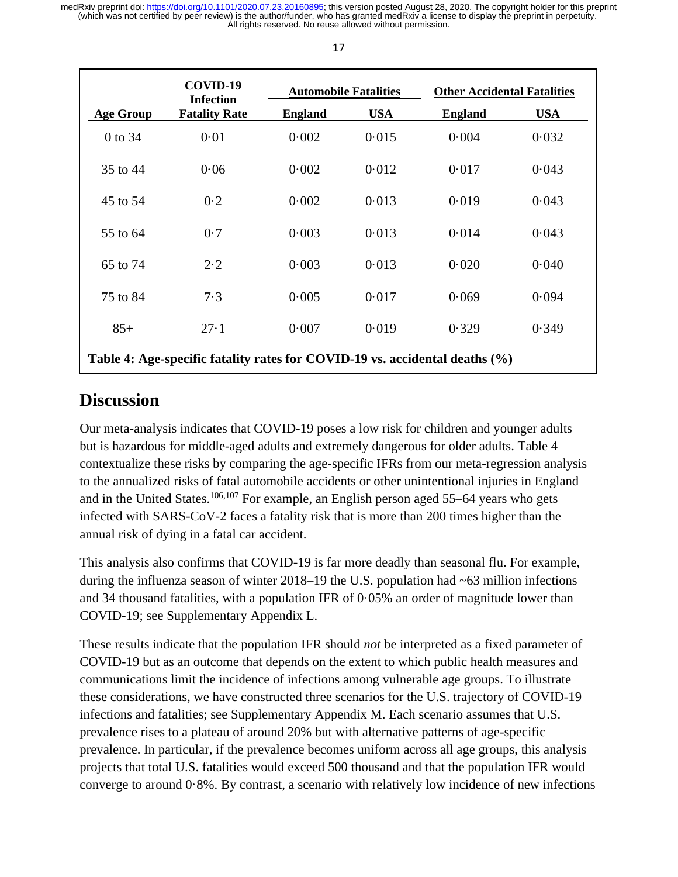| Age Group | COVID-19 Infection Fatality Rate | Automobile Fatalities | | Other Accidental Fatalities | |
|---|---|---|---|---|---|
| | | England | USA | England | USA |
| 0 to 34 | 0·01 | 0·002 | 0·015 | 0·004 | 0·032 |
| 35 to 44 | 0·06 | 0·002 | 0·012 | 0·017 | 0·043 |
| 45 to 54 | 0·2 | 0·002 | 0·013 | 0·019 | 0·043 |
| 55 to 64 | 0·7 | 0·003 | 0·013 | 0·014 | 0·043 |
| 65 to 74 | 2·2 | 0·003 | 0·013 | 0·020 | 0·040 |
| 75 to 84 | 7·3 | 0·005 | 0·017 | 0·069 | 0·094 |
| 85+ | 27·1 | 0·007 | 0·019 | 0·329 | 0·349 |

**Table 4: Age-specific fatality rates for COVID-19 vs. accidental deaths (%)**

## Discussion

Our meta-analysis indicates that COVID-19 poses a low risk for children and younger adults but is hazardous for middle-aged adults and extremely dangerous for older adults. Table 4 contextualize these risks by comparing the age-specific IFRs from our meta-regression analysis to the annualized risks of fatal automobile accidents or other unintentional injuries in England and in the United States.[106,107] For example, an English person aged 55–64 years who gets infected with SARS-CoV-2 faces a fatality risk that is more than 200 times higher than the annual risk of dying in a fatal car accident.

This analysis also confirms that COVID-19 is far more deadly than seasonal flu. For example, during the influenza season of winter 2018–19 the U.S. population had ~63 million infections and 34 thousand fatalities, with a population IFR of 0·05% an order of magnitude lower than COVID-19; see Supplementary Appendix L.

These results indicate that the population IFR should *not* be interpreted as a fixed parameter of COVID-19 but as an outcome that depends on the extent to which public health measures and communications limit the incidence of infections among vulnerable age groups. To illustrate these considerations, we have constructed three scenarios for the U.S. trajectory of COVID-19 infections and fatalities; see Supplementary Appendix M. Each scenario assumes that U.S. prevalence rises to a plateau of around 20% but with alternative patterns of age-specific prevalence. In particular, if the prevalence becomes uniform across all age groups, this analysis projects that total U.S. fatalities would exceed 500 thousand and that the population IFR would converge to around 0·8%. By contrast, a scenario with relatively low incidence of new infections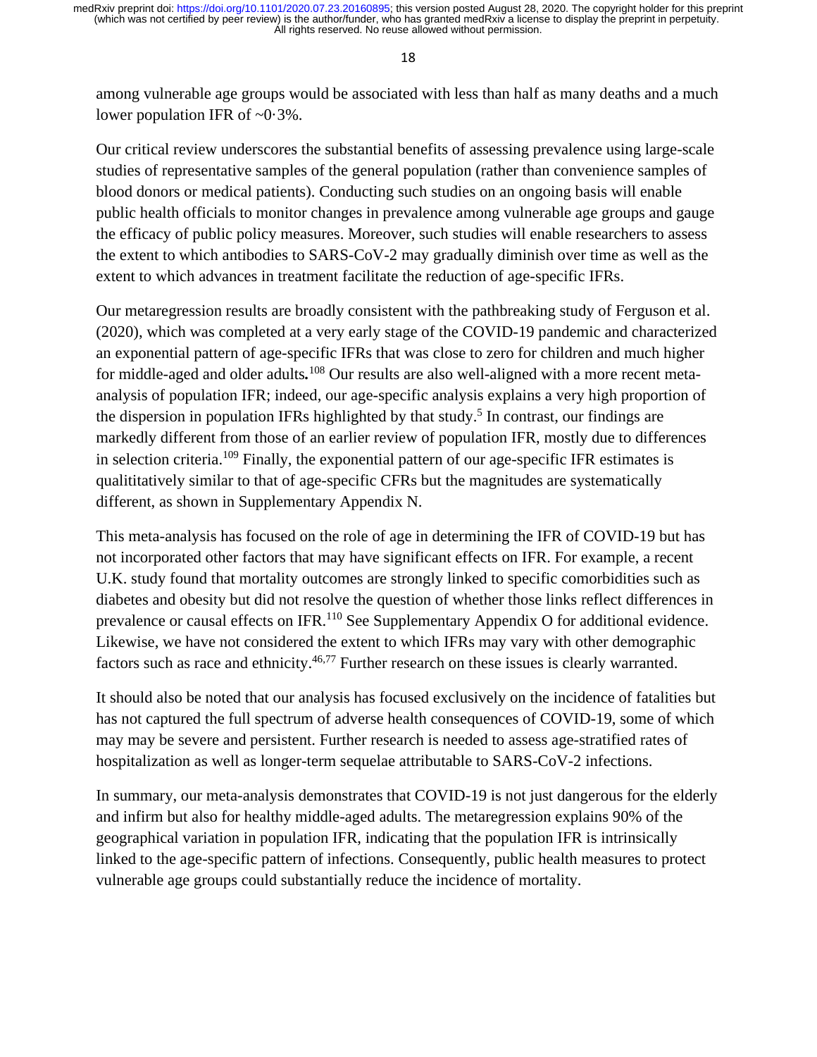among vulnerable age groups would be associated with less than half as many deaths and a much lower population IFR of ~0·3%.

Our critical review underscores the substantial benefits of assessing prevalence using large-scale studies of representative samples of the general population (rather than convenience samples of blood donors or medical patients). Conducting such studies on an ongoing basis will enable public health officials to monitor changes in prevalence among vulnerable age groups and gauge the efficacy of public policy measures. Moreover, such studies will enable researchers to assess the extent to which antibodies to SARS-CoV-2 may gradually diminish over time as well as the extent to which advances in treatment facilitate the reduction of age-specific IFRs.

Our metaregression results are broadly consistent with the pathbreaking study of Ferguson et al. (2020), which was completed at a very early stage of the COVID-19 pandemic and characterized an exponential pattern of age-specific IFRs that was close to zero for children and much higher for middle-aged and older adults**.**[108] Our results are also well-aligned with a more recent meta-analysis of population IFR; indeed, our age-specific analysis explains a very high proportion of the dispersion in population IFRs highlighted by that study.[5] In contrast, our findings are markedly different from those of an earlier review of population IFR, mostly due to differences in selection criteria.[109] Finally, the exponential pattern of our age-specific IFR estimates is qualititatively similar to that of age-specific CFRs but the magnitudes are systematically different, as shown in Supplementary Appendix N.

This meta-analysis has focused on the role of age in determining the IFR of COVID-19 but has not incorporated other factors that may have significant effects on IFR. For example, a recent U.K. study found that mortality outcomes are strongly linked to specific comorbidities such as diabetes and obesity but did not resolve the question of whether those links reflect differences in prevalence or causal effects on IFR.[110] See Supplementary Appendix O for additional evidence. Likewise, we have not considered the extent to which IFRs may vary with other demographic factors such as race and ethnicity.[46,77] Further research on these issues is clearly warranted.

It should also be noted that our analysis has focused exclusively on the incidence of fatalities but has not captured the full spectrum of adverse health consequences of COVID-19, some of which may may be severe and persistent. Further research is needed to assess age-stratified rates of hospitalization as well as longer-term sequelae attributable to SARS-CoV-2 infections.

In summary, our meta-analysis demonstrates that COVID-19 is not just dangerous for the elderly and infirm but also for healthy middle-aged adults. The metaregression explains 90% of the geographical variation in population IFR, indicating that the population IFR is intrinsically linked to the age-specific pattern of infections. Consequently, public health measures to protect vulnerable age groups could substantially reduce the incidence of mortality.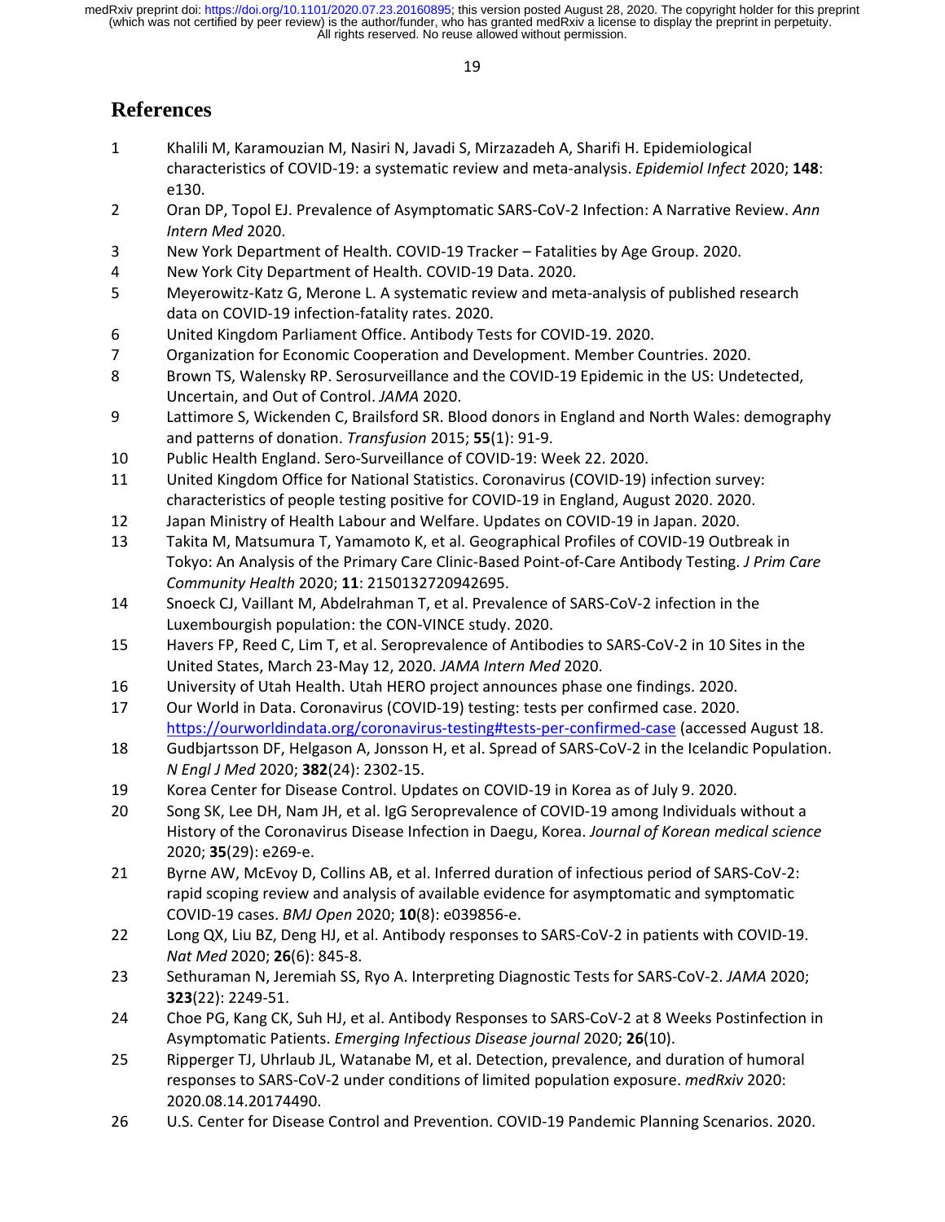# References

1. Khalili M, Karamouzian M, Nasiri N, Javadi S, Mirzazadeh A, Sharifi H. Epidemiological characteristics of COVID-19: a systematic review and meta-analysis. *Epidemiol Infect* 2020; **148**: e130.
2. Oran DP, Topol EJ. Prevalence of Asymptomatic SARS-CoV-2 Infection: A Narrative Review. *Ann Intern Med* 2020.
3. New York Department of Health. COVID-19 Tracker – Fatalities by Age Group. 2020.
4. New York City Department of Health. COVID-19 Data. 2020.
5. Meyerowitz-Katz G, Merone L. A systematic review and meta-analysis of published research data on COVID-19 infection-fatality rates. 2020.
6. United Kingdom Parliament Office. Antibody Tests for COVID-19. 2020.
7. Organization for Economic Cooperation and Development. Member Countries. 2020.
8. Brown TS, Walensky RP. Serosurveillance and the COVID-19 Epidemic in the US: Undetected, Uncertain, and Out of Control. *JAMA* 2020.
9. Lattimore S, Wickenden C, Brailsford SR. Blood donors in England and North Wales: demography and patterns of donation. *Transfusion* 2015; **55**(1): 91-9.
10. Public Health England. Sero-Surveillance of COVID-19: Week 22. 2020.
11. United Kingdom Office for National Statistics. Coronavirus (COVID-19) infection survey: characteristics of people testing positive for COVID-19 in England, August 2020. 2020.
12. Japan Ministry of Health Labour and Welfare. Updates on COVID-19 in Japan. 2020.
13. Takita M, Matsumura T, Yamamoto K, et al. Geographical Profiles of COVID-19 Outbreak in Tokyo: An Analysis of the Primary Care Clinic-Based Point-of-Care Antibody Testing. *J Prim Care Community Health* 2020; **11**: 2150132720942695.
14. Snoeck CJ, Vaillant M, Abdelrahman T, et al. Prevalence of SARS-CoV-2 infection in the Luxembourgish population: the CON-VINCE study. 2020.
15. Havers FP, Reed C, Lim T, et al. Seroprevalence of Antibodies to SARS-CoV-2 in 10 Sites in the United States, March 23-May 12, 2020. *JAMA Intern Med* 2020.
16. University of Utah Health. Utah HERO project announces phase one findings. 2020.
17. Our World in Data. Coronavirus (COVID-19) testing: tests per confirmed case. 2020. https://ourworldindata.org/coronavirus-testing#tests-per-confirmed-case (accessed August 18.
18. Gudbjartsson DF, Helgason A, Jonsson H, et al. Spread of SARS-CoV-2 in the Icelandic Population. *N Engl J Med* 2020; **382**(24): 2302-15.
19. Korea Center for Disease Control. Updates on COVID-19 in Korea as of July 9. 2020.
20. Song SK, Lee DH, Nam JH, et al. IgG Seroprevalence of COVID-19 among Individuals without a History of the Coronavirus Disease Infection in Daegu, Korea. *Journal of Korean medical science* 2020; **35**(29): e269-e.
21. Byrne AW, McEvoy D, Collins AB, et al. Inferred duration of infectious period of SARS-CoV-2: rapid scoping review and analysis of available evidence for asymptomatic and symptomatic COVID-19 cases. *BMJ Open* 2020; **10**(8): e039856-e.
22. Long QX, Liu BZ, Deng HJ, et al. Antibody responses to SARS-CoV-2 in patients with COVID-19. *Nat Med* 2020; **26**(6): 845-8.
23. Sethuraman N, Jeremiah SS, Ryo A. Interpreting Diagnostic Tests for SARS-CoV-2. *JAMA* 2020; **323**(22): 2249-51.
24. Choe PG, Kang CK, Suh HJ, et al. Antibody Responses to SARS-CoV-2 at 8 Weeks Postinfection in Asymptomatic Patients. *Emerging Infectious Disease journal* 2020; **26**(10).
25. Ripperger TJ, Uhrlaub JL, Watanabe M, et al. Detection, prevalence, and duration of humoral responses to SARS-CoV-2 under conditions of limited population exposure. *medRxiv* 2020: 2020.08.14.20174490.
26. U.S. Center for Disease Control and Prevention. COVID-19 Pandemic Planning Scenarios. 2020.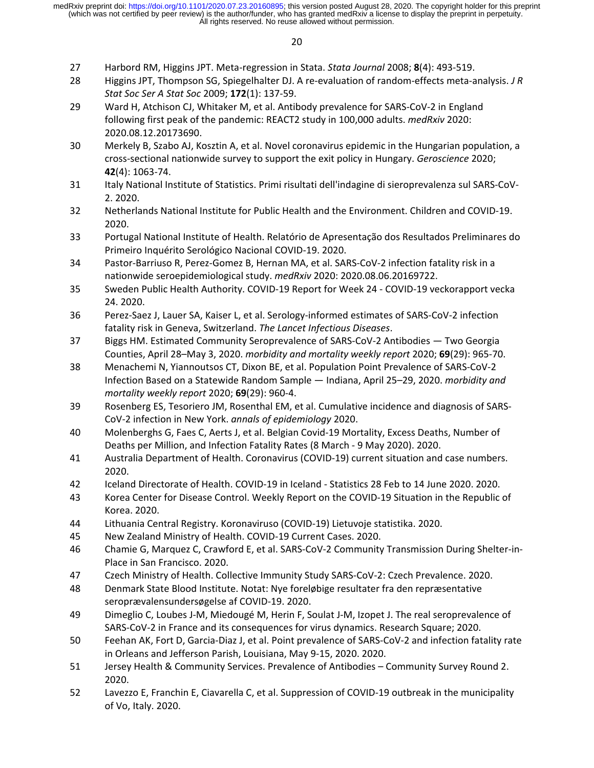27. Harbord RM, Higgins JPT. Meta-regression in Stata. *Stata Journal* 2008; **8**(4): 493-519.
28. Higgins JPT, Thompson SG, Spiegelhalter DJ. A re-evaluation of random-effects meta-analysis. *J R Stat Soc Ser A Stat Soc* 2009; **172**(1): 137-59.
29. Ward H, Atchison CJ, Whitaker M, et al. Antibody prevalence for SARS-CoV-2 in England following first peak of the pandemic: REACT2 study in 100,000 adults. *medRxiv* 2020: 2020.08.12.20173690.
30. Merkely B, Szabo AJ, Kosztin A, et al. Novel coronavirus epidemic in the Hungarian population, a cross-sectional nationwide survey to support the exit policy in Hungary. *Geroscience* 2020; **42**(4): 1063-74.
31. Italy National Institute of Statistics. Primi risultati dell'indagine di sieroprevalenza sul SARS-CoV-2. 2020.
32. Netherlands National Institute for Public Health and the Environment. Children and COVID-19. 2020.
33. Portugal National Institute of Health. Relatório de Apresentação dos Resultados Preliminares do Primeiro Inquérito Serológico Nacional COVID-19. 2020.
34. Pastor-Barriuso R, Perez-Gomez B, Hernan MA, et al. SARS-CoV-2 infection fatality risk in a nationwide seroepidemiological study. *medRxiv* 2020: 2020.08.06.20169722.
35. Sweden Public Health Authority. COVID-19 Report for Week 24 - COVID-19 veckorapport vecka 24. 2020.
36. Perez-Saez J, Lauer SA, Kaiser L, et al. Serology-informed estimates of SARS-CoV-2 infection fatality risk in Geneva, Switzerland. *The Lancet Infectious Diseases*.
37. Biggs HM. Estimated Community Seroprevalence of SARS-CoV-2 Antibodies — Two Georgia Counties, April 28–May 3, 2020. *morbidity and mortality weekly report* 2020; **69**(29): 965-70.
38. Menachemi N, Yiannoutsos CT, Dixon BE, et al. Population Point Prevalence of SARS-CoV-2 Infection Based on a Statewide Random Sample — Indiana, April 25–29, 2020. *morbidity and mortality weekly report* 2020; **69**(29): 960-4.
39. Rosenberg ES, Tesoriero JM, Rosenthal EM, et al. Cumulative incidence and diagnosis of SARS-CoV-2 infection in New York. *annals of epidemiology* 2020.
40. Molenberghs G, Faes C, Aerts J, et al. Belgian Covid-19 Mortality, Excess Deaths, Number of Deaths per Million, and Infection Fatality Rates (8 March - 9 May 2020). 2020.
41. Australia Department of Health. Coronavirus (COVID-19) current situation and case numbers. 2020.
42. Iceland Directorate of Health. COVID-19 in Iceland - Statistics 28 Feb to 14 June 2020. 2020.
43. Korea Center for Disease Control. Weekly Report on the COVID-19 Situation in the Republic of Korea. 2020.
44. Lithuania Central Registry. Koronaviruso (COVID-19) Lietuvoje statistika. 2020.
45. New Zealand Ministry of Health. COVID-19 Current Cases. 2020.
46. Chamie G, Marquez C, Crawford E, et al. SARS-CoV-2 Community Transmission During Shelter-in-Place in San Francisco. 2020.
47. Czech Ministry of Health. Collective Immunity Study SARS-CoV-2: Czech Prevalence. 2020.
48. Denmark State Blood Institute. Notat: Nye foreløbige resultater fra den repræsentative seroprævalensundersøgelse af COVID-19. 2020.
49. Dimeglio C, Loubes J-M, Miedougé M, Herin F, Soulat J-M, Izopet J. The real seroprevalence of SARS-CoV-2 in France and its consequences for virus dynamics. Research Square; 2020.
50. Feehan AK, Fort D, Garcia-Diaz J, et al. Point prevalence of SARS-CoV-2 and infection fatality rate in Orleans and Jefferson Parish, Louisiana, May 9-15, 2020. 2020.
51. Jersey Health & Community Services. Prevalence of Antibodies – Community Survey Round 2. 2020.
52. Lavezzo E, Franchin E, Ciavarella C, et al. Suppression of COVID-19 outbreak in the municipality of Vo, Italy. 2020.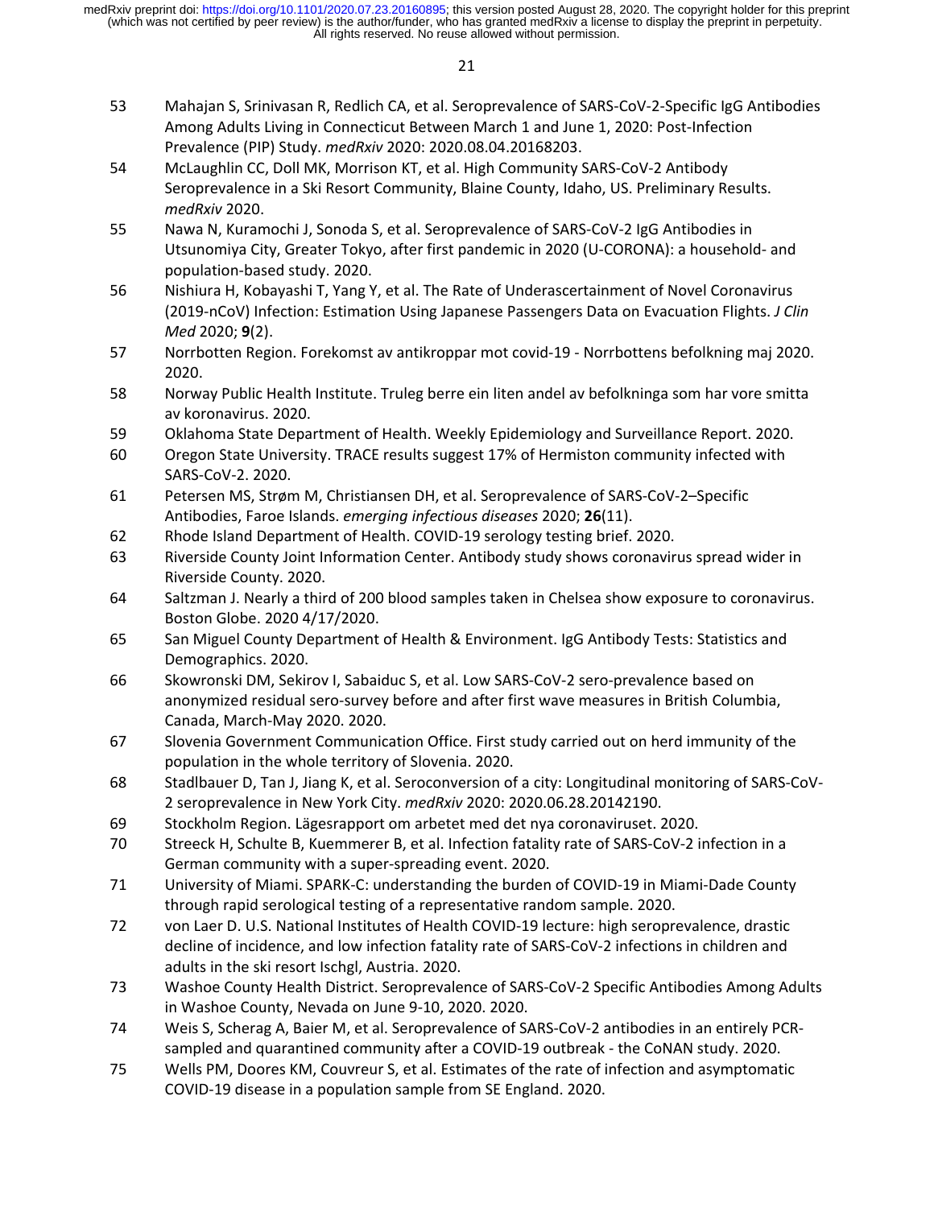53 Mahajan S, Srinivasan R, Redlich CA, et al. Seroprevalence of SARS-CoV-2-Specific IgG Antibodies Among Adults Living in Connecticut Between March 1 and June 1, 2020: Post-Infection Prevalence (PIP) Study. *medRxiv* 2020: 2020.08.04.20168203.

54 McLaughlin CC, Doll MK, Morrison KT, et al. High Community SARS-CoV-2 Antibody Seroprevalence in a Ski Resort Community, Blaine County, Idaho, US. Preliminary Results. *medRxiv* 2020.

55 Nawa N, Kuramochi J, Sonoda S, et al. Seroprevalence of SARS-CoV-2 IgG Antibodies in Utsunomiya City, Greater Tokyo, after first pandemic in 2020 (U-CORONA): a household- and population-based study. 2020.

56 Nishiura H, Kobayashi T, Yang Y, et al. The Rate of Underascertainment of Novel Coronavirus (2019-nCoV) Infection: Estimation Using Japanese Passengers Data on Evacuation Flights. *J Clin Med* 2020; **9**(2).

57 Norrbotten Region. Forekomst av antikroppar mot covid-19 - Norrbottens befolkning maj 2020. 2020.

58 Norway Public Health Institute. Truleg berre ein liten andel av befolkninga som har vore smitta av koronavirus. 2020.

59 Oklahoma State Department of Health. Weekly Epidemiology and Surveillance Report. 2020.

60 Oregon State University. TRACE results suggest 17% of Hermiston community infected with SARS-CoV-2. 2020.

61 Petersen MS, Strøm M, Christiansen DH, et al. Seroprevalence of SARS-CoV-2–Specific Antibodies, Faroe Islands. *emerging infectious diseases* 2020; **26**(11).

62 Rhode Island Department of Health. COVID-19 serology testing brief. 2020.

63 Riverside County Joint Information Center. Antibody study shows coronavirus spread wider in Riverside County. 2020.

64 Saltzman J. Nearly a third of 200 blood samples taken in Chelsea show exposure to coronavirus. Boston Globe. 2020 4/17/2020.

65 San Miguel County Department of Health & Environment. IgG Antibody Tests: Statistics and Demographics. 2020.

66 Skowronski DM, Sekirov I, Sabaiduc S, et al. Low SARS-CoV-2 sero-prevalence based on anonymized residual sero-survey before and after first wave measures in British Columbia, Canada, March-May 2020. 2020.

67 Slovenia Government Communication Office. First study carried out on herd immunity of the population in the whole territory of Slovenia. 2020.

68 Stadlbauer D, Tan J, Jiang K, et al. Seroconversion of a city: Longitudinal monitoring of SARS-CoV-2 seroprevalence in New York City. *medRxiv* 2020: 2020.06.28.20142190.

69 Stockholm Region. Lägesrapport om arbetet med det nya coronaviruset. 2020.

70 Streeck H, Schulte B, Kuemmerer B, et al. Infection fatality rate of SARS-CoV-2 infection in a German community with a super-spreading event. 2020.

71 University of Miami. SPARK-C: understanding the burden of COVID-19 in Miami-Dade County through rapid serological testing of a representative random sample. 2020.

72 von Laer D. U.S. National Institutes of Health COVID-19 lecture: high seroprevalence, drastic decline of incidence, and low infection fatality rate of SARS-CoV-2 infections in children and adults in the ski resort Ischgl, Austria. 2020.

73 Washoe County Health District. Seroprevalence of SARS-CoV-2 Specific Antibodies Among Adults in Washoe County, Nevada on June 9-10, 2020. 2020.

74 Weis S, Scherag A, Baier M, et al. Seroprevalence of SARS-CoV-2 antibodies in an entirely PCR-sampled and quarantined community after a COVID-19 outbreak - the CoNAN study. 2020.

75 Wells PM, Doores KM, Couvreur S, et al. Estimates of the rate of infection and asymptomatic COVID-19 disease in a population sample from SE England. 2020.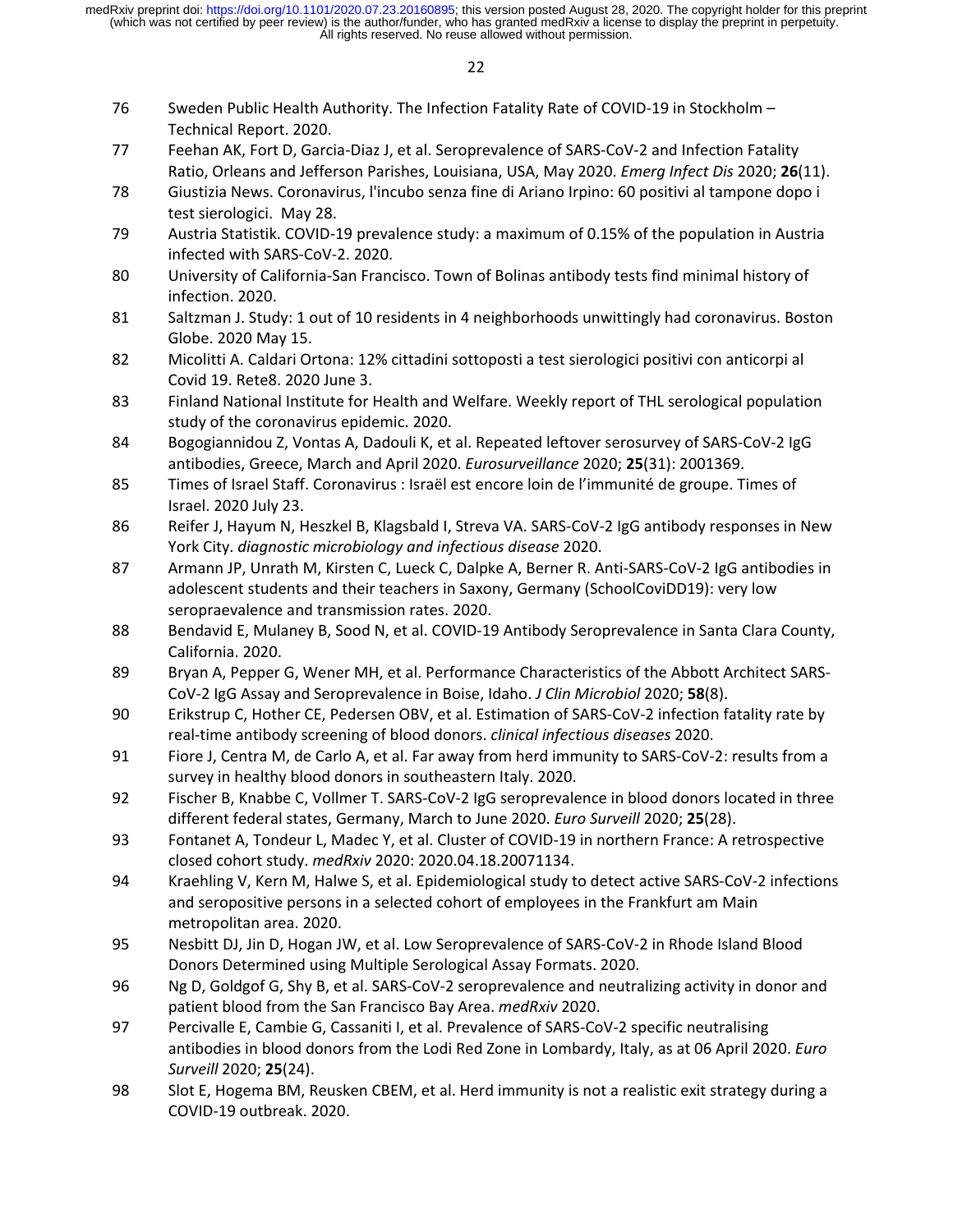76. Sweden Public Health Authority. The Infection Fatality Rate of COVID-19 in Stockholm – Technical Report. 2020.
77. Feehan AK, Fort D, Garcia-Diaz J, et al. Seroprevalence of SARS-CoV-2 and Infection Fatality Ratio, Orleans and Jefferson Parishes, Louisiana, USA, May 2020. *Emerg Infect Dis* 2020; **26**(11).
78. Giustizia News. Coronavirus, l'incubo senza fine di Ariano Irpino: 60 positivi al tampone dopo i test sierologici. May 28.
79. Austria Statistik. COVID-19 prevalence study: a maximum of 0.15% of the population in Austria infected with SARS-CoV-2. 2020.
80. University of California-San Francisco. Town of Bolinas antibody tests find minimal history of infection. 2020.
81. Saltzman J. Study: 1 out of 10 residents in 4 neighborhoods unwittingly had coronavirus. Boston Globe. 2020 May 15.
82. Micolitti A. Caldari Ortona: 12% cittadini sottoposti a test sierologici positivi con anticorpi al Covid 19. Rete8. 2020 June 3.
83. Finland National Institute for Health and Welfare. Weekly report of THL serological population study of the coronavirus epidemic. 2020.
84. Bogogiannidou Z, Vontas A, Dadouli K, et al. Repeated leftover serosurvey of SARS-CoV-2 IgG antibodies, Greece, March and April 2020. *Eurosurveillance* 2020; **25**(31): 2001369.
85. Times of Israel Staff. Coronavirus : Israël est encore loin de l'immunité de groupe. Times of Israel. 2020 July 23.
86. Reifer J, Hayum N, Heszkel B, Klagsbald I, Streva VA. SARS-CoV-2 IgG antibody responses in New York City. *diagnostic microbiology and infectious disease* 2020.
87. Armann JP, Unrath M, Kirsten C, Lueck C, Dalpke A, Berner R. Anti-SARS-CoV-2 IgG antibodies in adolescent students and their teachers in Saxony, Germany (SchoolCoviDD19): very low seropraevalence and transmission rates. 2020.
88. Bendavid E, Mulaney B, Sood N, et al. COVID-19 Antibody Seroprevalence in Santa Clara County, California. 2020.
89. Bryan A, Pepper G, Wener MH, et al. Performance Characteristics of the Abbott Architect SARS-CoV-2 IgG Assay and Seroprevalence in Boise, Idaho. *J Clin Microbiol* 2020; **58**(8).
90. Erikstrup C, Hother CE, Pedersen OBV, et al. Estimation of SARS-CoV-2 infection fatality rate by real-time antibody screening of blood donors. *clinical infectious diseases* 2020.
91. Fiore J, Centra M, de Carlo A, et al. Far away from herd immunity to SARS-CoV-2: results from a survey in healthy blood donors in southeastern Italy. 2020.
92. Fischer B, Knabbe C, Vollmer T. SARS-CoV-2 IgG seroprevalence in blood donors located in three different federal states, Germany, March to June 2020. *Euro Surveill* 2020; **25**(28).
93. Fontanet A, Tondeur L, Madec Y, et al. Cluster of COVID-19 in northern France: A retrospective closed cohort study. *medRxiv* 2020: 2020.04.18.20071134.
94. Kraehling V, Kern M, Halwe S, et al. Epidemiological study to detect active SARS-CoV-2 infections and seropositive persons in a selected cohort of employees in the Frankfurt am Main metropolitan area. 2020.
95. Nesbitt DJ, Jin D, Hogan JW, et al. Low Seroprevalence of SARS-CoV-2 in Rhode Island Blood Donors Determined using Multiple Serological Assay Formats. 2020.
96. Ng D, Goldgof G, Shy B, et al. SARS-CoV-2 seroprevalence and neutralizing activity in donor and patient blood from the San Francisco Bay Area. *medRxiv* 2020.
97. Percivalle E, Cambie G, Cassaniti I, et al. Prevalence of SARS-CoV-2 specific neutralising antibodies in blood donors from the Lodi Red Zone in Lombardy, Italy, as at 06 April 2020. *Euro Surveill* 2020; **25**(24).
98. Slot E, Hogema BM, Reusken CBEM, et al. Herd immunity is not a realistic exit strategy during a COVID-19 outbreak. 2020.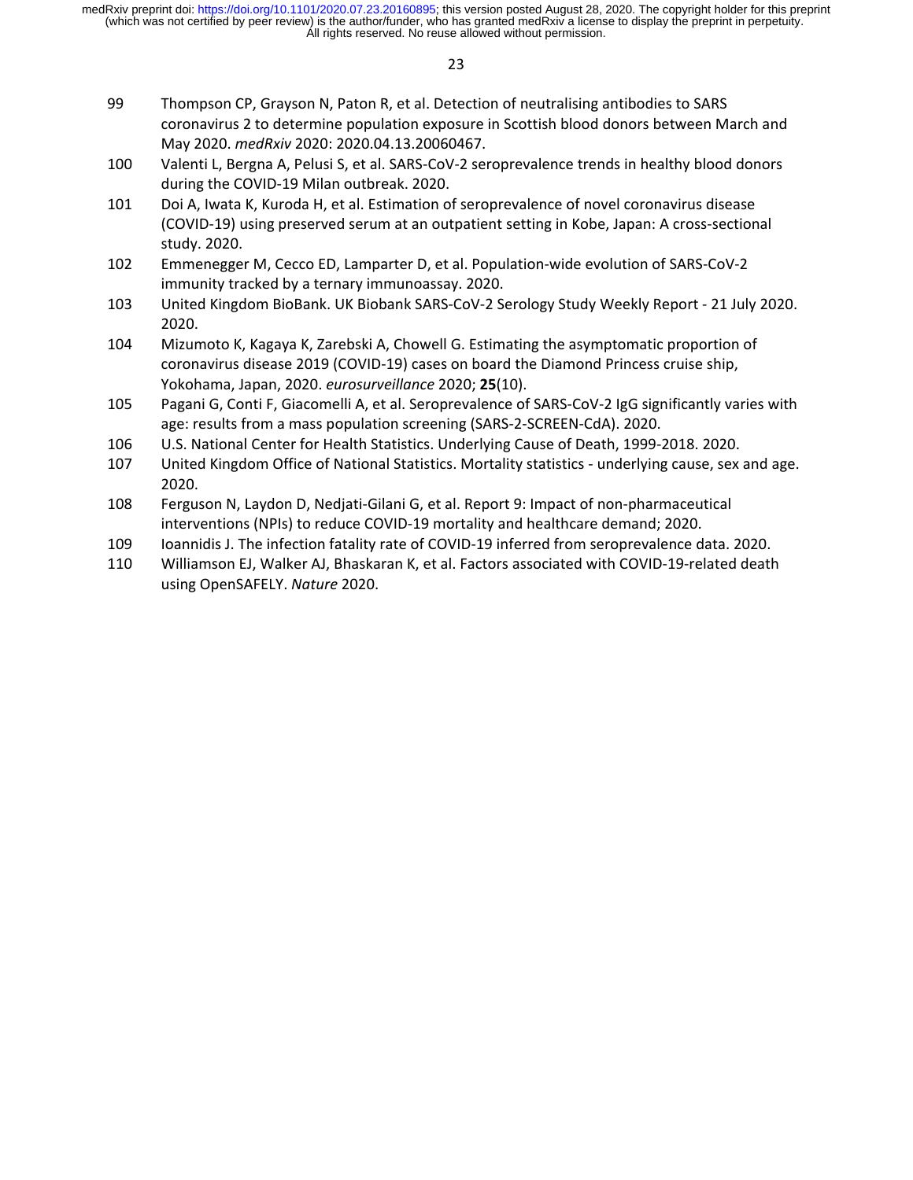99. Thompson CP, Grayson N, Paton R, et al. Detection of neutralising antibodies to SARS coronavirus 2 to determine population exposure in Scottish blood donors between March and May 2020. *medRxiv* 2020: 2020.04.13.20060467.
100. Valenti L, Bergna A, Pelusi S, et al. SARS-CoV-2 seroprevalence trends in healthy blood donors during the COVID-19 Milan outbreak. 2020.
101. Doi A, Iwata K, Kuroda H, et al. Estimation of seroprevalence of novel coronavirus disease (COVID-19) using preserved serum at an outpatient setting in Kobe, Japan: A cross-sectional study. 2020.
102. Emmenegger M, Cecco ED, Lamparter D, et al. Population-wide evolution of SARS-CoV-2 immunity tracked by a ternary immunoassay. 2020.
103. United Kingdom BioBank. UK Biobank SARS-CoV-2 Serology Study Weekly Report - 21 July 2020. 2020.
104. Mizumoto K, Kagaya K, Zarebski A, Chowell G. Estimating the asymptomatic proportion of coronavirus disease 2019 (COVID-19) cases on board the Diamond Princess cruise ship, Yokohama, Japan, 2020. *eurosurveillance* 2020; **25**(10).
105. Pagani G, Conti F, Giacomelli A, et al. Seroprevalence of SARS-CoV-2 IgG significantly varies with age: results from a mass population screening (SARS-2-SCREEN-CdA). 2020.
106. U.S. National Center for Health Statistics. Underlying Cause of Death, 1999-2018. 2020.
107. United Kingdom Office of National Statistics. Mortality statistics - underlying cause, sex and age. 2020.
108. Ferguson N, Laydon D, Nedjati-Gilani G, et al. Report 9: Impact of non-pharmaceutical interventions (NPIs) to reduce COVID-19 mortality and healthcare demand; 2020.
109. Ioannidis J. The infection fatality rate of COVID-19 inferred from seroprevalence data. 2020.
110. Williamson EJ, Walker AJ, Bhaskaran K, et al. Factors associated with COVID-19-related death using OpenSAFELY. *Nature* 2020.